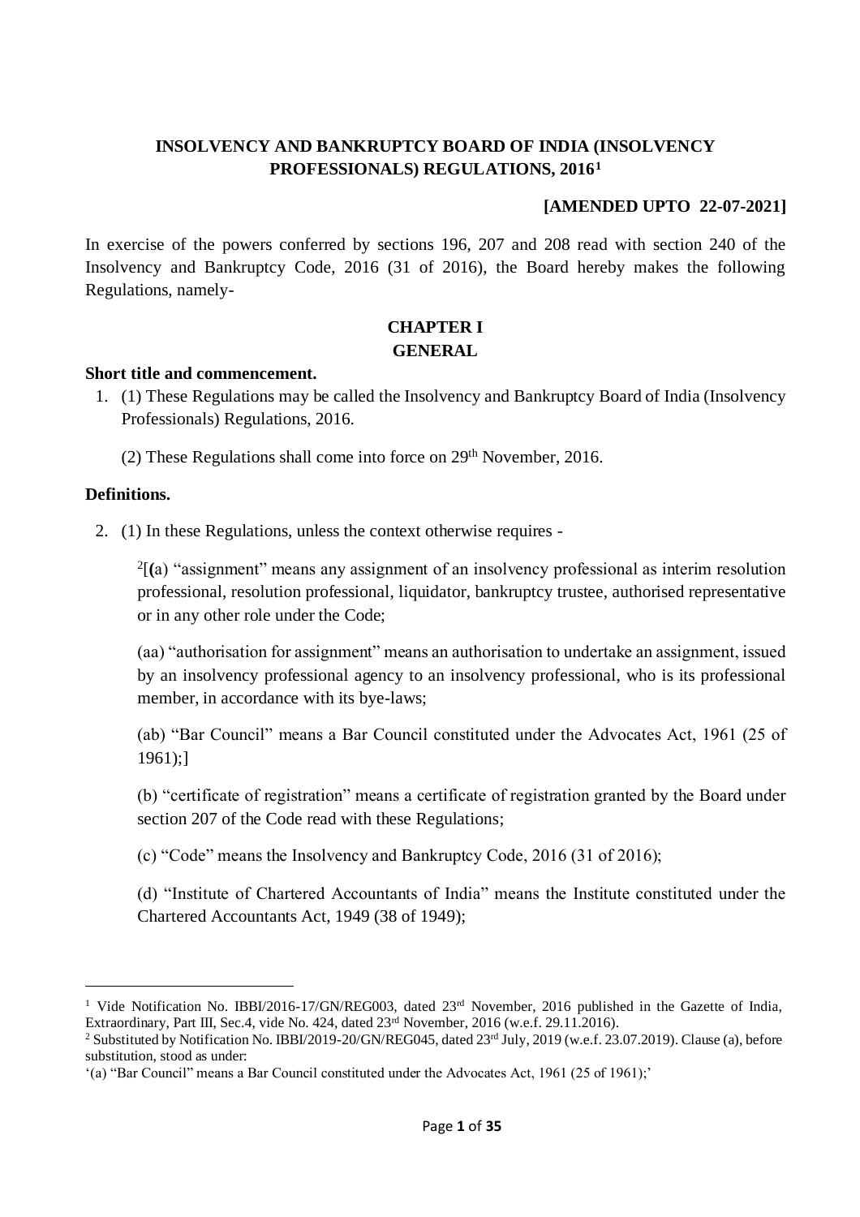**INSOLVENCY AND BANKRUPTCY BOARD OF INDIA (INSOLVENCY PROFESSIONALS) REGULATIONS, 2016**[1]

**[AMENDED UPTO 22-07-2021]**

In exercise of the powers conferred by sections 196, 207 and 208 read with section 240 of the Insolvency and Bankruptcy Code, 2016 (31 of 2016), the Board hereby makes the following Regulations, namely-

## CHAPTER I
## GENERAL

**Short title and commencement.**

1. (1) These Regulations may be called the Insolvency and Bankruptcy Board of India (Insolvency Professionals) Regulations, 2016.

   (2) These Regulations shall come into force on 29th November, 2016.

**Definitions.**

2. (1) In these Regulations, unless the context otherwise requires -

   [2][(a) "assignment" means any assignment of an insolvency professional as interim resolution professional, resolution professional, liquidator, bankruptcy trustee, authorised representative or in any other role under the Code;

   (aa) "authorisation for assignment" means an authorisation to undertake an assignment, issued by an insolvency professional agency to an insolvency professional, who is its professional member, in accordance with its bye-laws;

   (ab) "Bar Council" means a Bar Council constituted under the Advocates Act, 1961 (25 of 1961);]

   (b) "certificate of registration" means a certificate of registration granted by the Board under section 207 of the Code read with these Regulations;

   (c) "Code" means the Insolvency and Bankruptcy Code, 2016 (31 of 2016);

   (d) "Institute of Chartered Accountants of India" means the Institute constituted under the Chartered Accountants Act, 1949 (38 of 1949);

---

[1] Vide Notification No. IBBI/2016-17/GN/REG003, dated 23rd November, 2016 published in the Gazette of India, Extraordinary, Part III, Sec.4, vide No. 424, dated 23rd November, 2016 (w.e.f. 29.11.2016).

[2] Substituted by Notification No. IBBI/2019-20/GN/REG045, dated 23rd July, 2019 (w.e.f. 23.07.2019). Clause (a), before substitution, stood as under:

'(a) "Bar Council" means a Bar Council constituted under the Advocates Act, 1961 (25 of 1961);'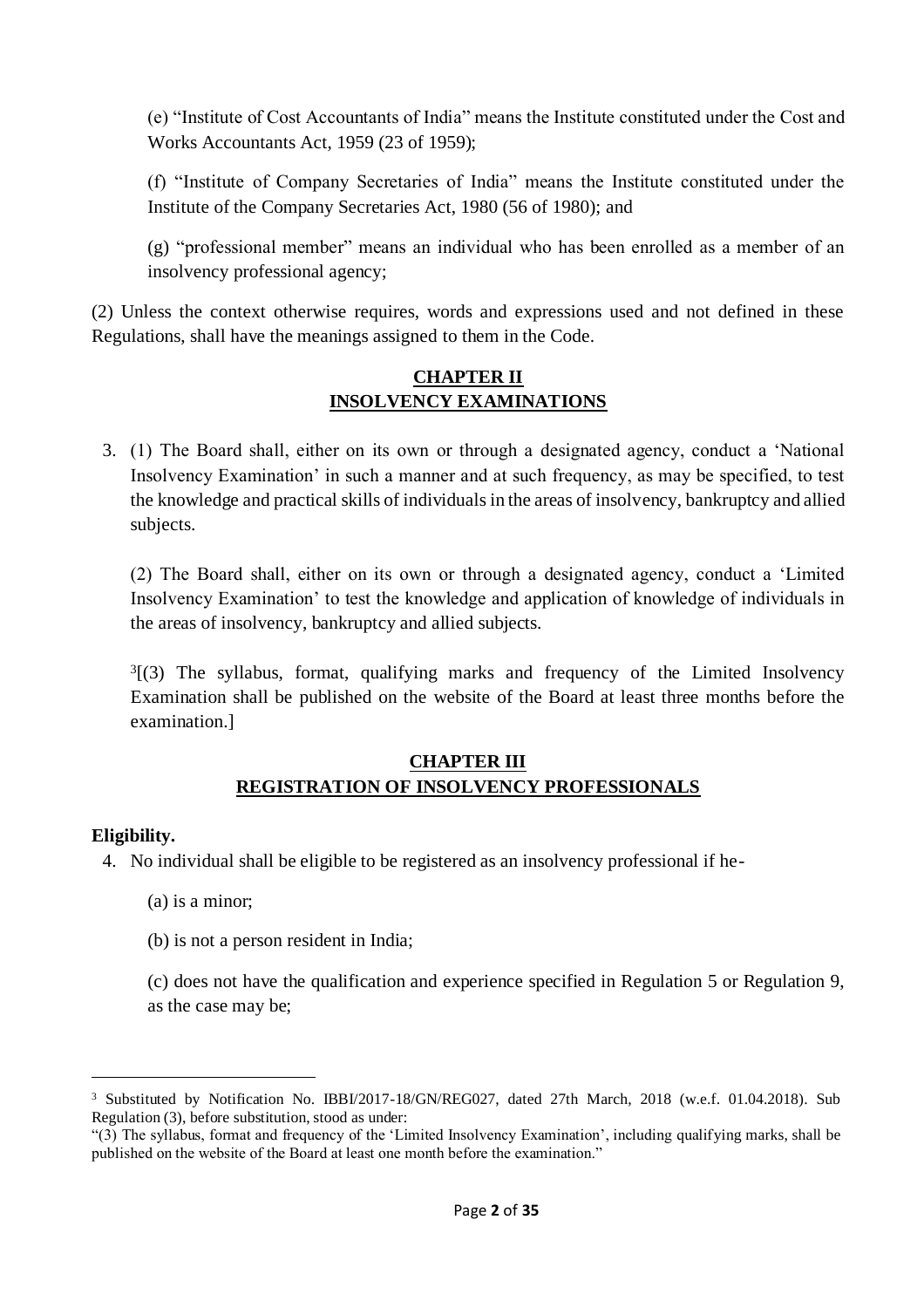(e) "Institute of Cost Accountants of India" means the Institute constituted under the Cost and Works Accountants Act, 1959 (23 of 1959);

(f) "Institute of Company Secretaries of India" means the Institute constituted under the Institute of the Company Secretaries Act, 1980 (56 of 1980); and

(g) "professional member" means an individual who has been enrolled as a member of an insolvency professional agency;

(2) Unless the context otherwise requires, words and expressions used and not defined in these Regulations, shall have the meanings assigned to them in the Code.

## CHAPTER II
## INSOLVENCY EXAMINATIONS

3. (1) The Board shall, either on its own or through a designated agency, conduct a 'National Insolvency Examination' in such a manner and at such frequency, as may be specified, to test the knowledge and practical skills of individuals in the areas of insolvency, bankruptcy and allied subjects.

(2) The Board shall, either on its own or through a designated agency, conduct a 'Limited Insolvency Examination' to test the knowledge and application of knowledge of individuals in the areas of insolvency, bankruptcy and allied subjects.

[3][(3) The syllabus, format, qualifying marks and frequency of the Limited Insolvency Examination shall be published on the website of the Board at least three months before the examination.]

## CHAPTER III
## REGISTRATION OF INSOLVENCY PROFESSIONALS

**Eligibility.**

4. No individual shall be eligible to be registered as an insolvency professional if he-

(a) is a minor;

(b) is not a person resident in India;

(c) does not have the qualification and experience specified in Regulation 5 or Regulation 9, as the case may be;

---

[3] Substituted by Notification No. IBBI/2017-18/GN/REG027, dated 27th March, 2018 (w.e.f. 01.04.2018). Sub Regulation (3), before substitution, stood as under:

"(3) The syllabus, format and frequency of the 'Limited Insolvency Examination', including qualifying marks, shall be published on the website of the Board at least one month before the examination."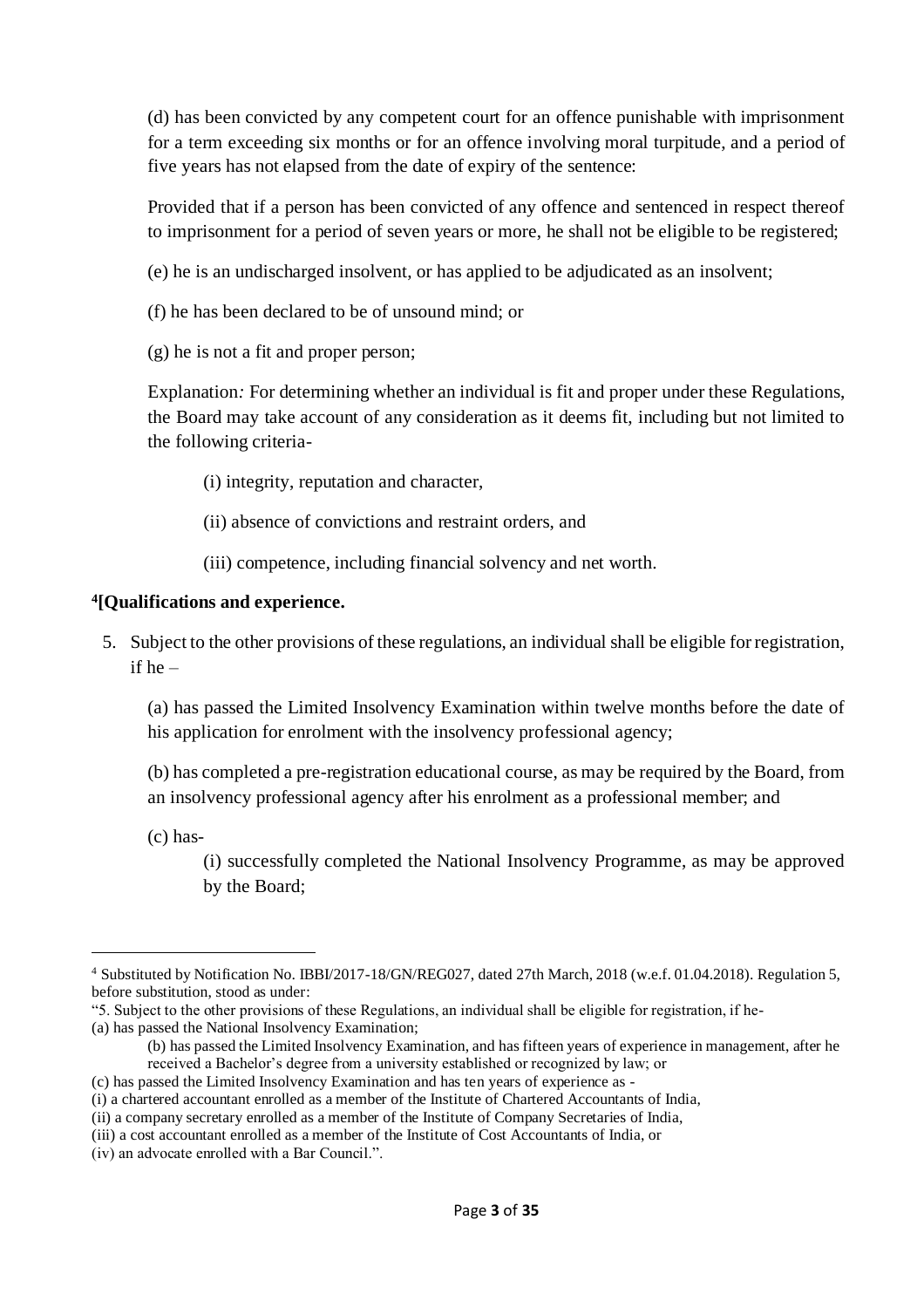(d) has been convicted by any competent court for an offence punishable with imprisonment for a term exceeding six months or for an offence involving moral turpitude, and a period of five years has not elapsed from the date of expiry of the sentence:

Provided that if a person has been convicted of any offence and sentenced in respect thereof to imprisonment for a period of seven years or more, he shall not be eligible to be registered;

(e) he is an undischarged insolvent, or has applied to be adjudicated as an insolvent;

(f) he has been declared to be of unsound mind; or

(g) he is not a fit and proper person;

*Explanation:* For determining whether an individual is fit and proper under these Regulations, the Board may take account of any consideration as it deems fit, including but not limited to the following criteria-

(i) integrity, reputation and character,

(ii) absence of convictions and restraint orders, and

(iii) competence, including financial solvency and net worth.

**[4][Qualifications and experience.**

5. Subject to the other provisions of these regulations, an individual shall be eligible for registration, if he –

(a) has passed the Limited Insolvency Examination within twelve months before the date of his application for enrolment with the insolvency professional agency;

(b) has completed a pre-registration educational course, as may be required by the Board, from an insolvency professional agency after his enrolment as a professional member; and

(c) has-

(i) successfully completed the National Insolvency Programme, as may be approved by the Board;

---

[4] Substituted by Notification No. IBBI/2017-18/GN/REG027, dated 27th March, 2018 (w.e.f. 01.04.2018). Regulation 5, before substitution, stood as under:

"5. Subject to the other provisions of these Regulations, an individual shall be eligible for registration, if he-

(a) has passed the National Insolvency Examination;

(b) has passed the Limited Insolvency Examination, and has fifteen years of experience in management, after he received a Bachelor's degree from a university established or recognized by law; or

(c) has passed the Limited Insolvency Examination and has ten years of experience as -

(i) a chartered accountant enrolled as a member of the Institute of Chartered Accountants of India,

(ii) a company secretary enrolled as a member of the Institute of Company Secretaries of India,

(iii) a cost accountant enrolled as a member of the Institute of Cost Accountants of India, or

(iv) an advocate enrolled with a Bar Council.".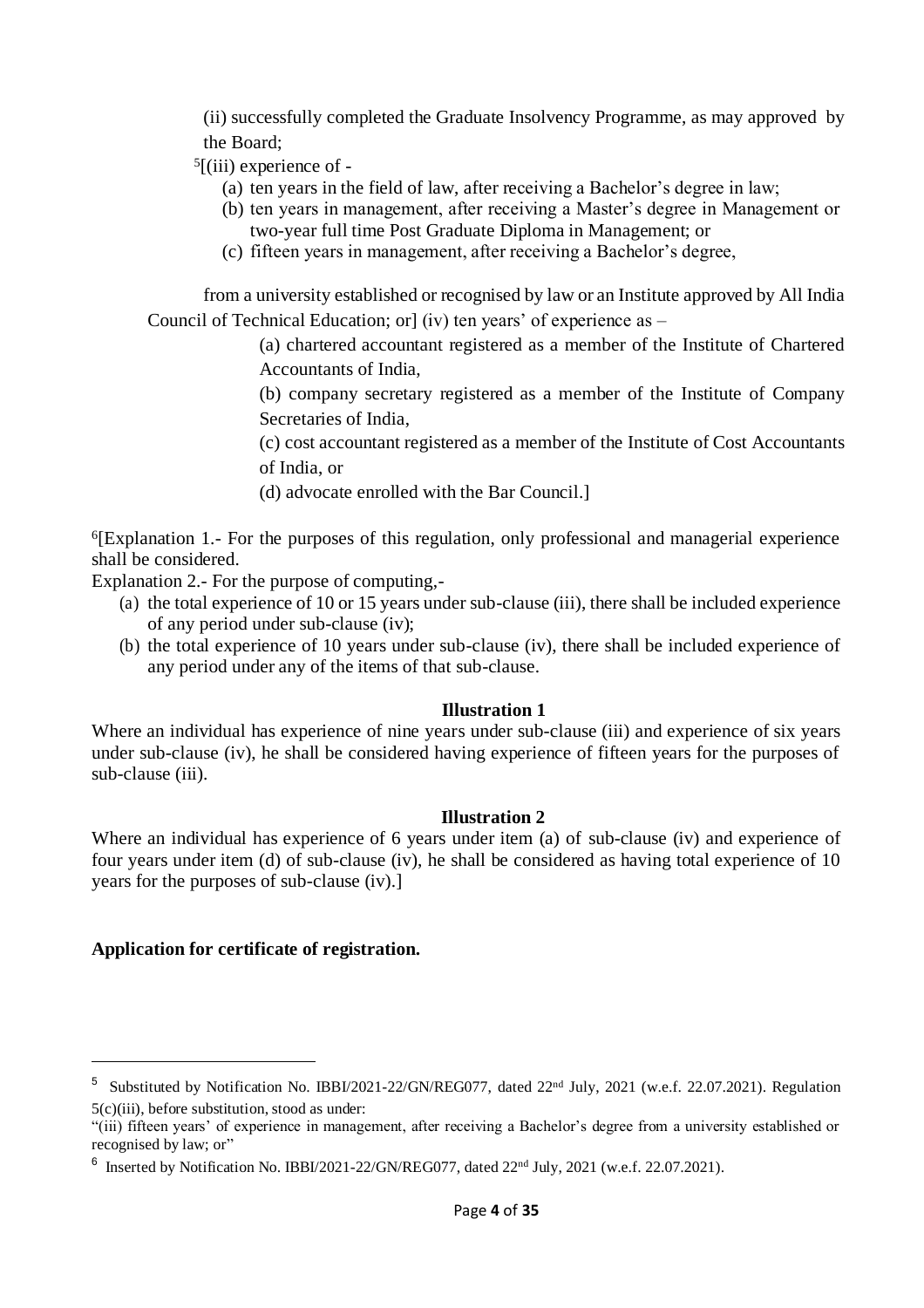(ii) successfully completed the Graduate Insolvency Programme, as may approved by the Board;

[5][(iii) experience of -

(a) ten years in the field of law, after receiving a Bachelor's degree in law;

(b) ten years in management, after receiving a Master's degree in Management or two-year full time Post Graduate Diploma in Management; or

(c) fifteen years in management, after receiving a Bachelor's degree,

from a university established or recognised by law or an Institute approved by All India Council of Technical Education; or] (iv) ten years' of experience as –

(a) chartered accountant registered as a member of the Institute of Chartered Accountants of India,

(b) company secretary registered as a member of the Institute of Company Secretaries of India,

(c) cost accountant registered as a member of the Institute of Cost Accountants of India, or

(d) advocate enrolled with the Bar Council.]

[6][Explanation 1.- For the purposes of this regulation, only professional and managerial experience shall be considered.

Explanation 2.- For the purpose of computing,-

(a) the total experience of 10 or 15 years under sub-clause (iii), there shall be included experience of any period under sub-clause (iv);

(b) the total experience of 10 years under sub-clause (iv), there shall be included experience of any period under any of the items of that sub-clause.

**Illustration 1**

Where an individual has experience of nine years under sub-clause (iii) and experience of six years under sub-clause (iv), he shall be considered having experience of fifteen years for the purposes of sub-clause (iii).

**Illustration 2**

Where an individual has experience of 6 years under item (a) of sub-clause (iv) and experience of four years under item (d) of sub-clause (iv), he shall be considered as having total experience of 10 years for the purposes of sub-clause (iv).]

**Application for certificate of registration.**

---

[5] Substituted by Notification No. IBBI/2021-22/GN/REG077, dated 22nd July, 2021 (w.e.f. 22.07.2021). Regulation 5(c)(iii), before substitution, stood as under:

"(iii) fifteen years' of experience in management, after receiving a Bachelor's degree from a university established or recognised by law; or"

[6] Inserted by Notification No. IBBI/2021-22/GN/REG077, dated 22nd July, 2021 (w.e.f. 22.07.2021).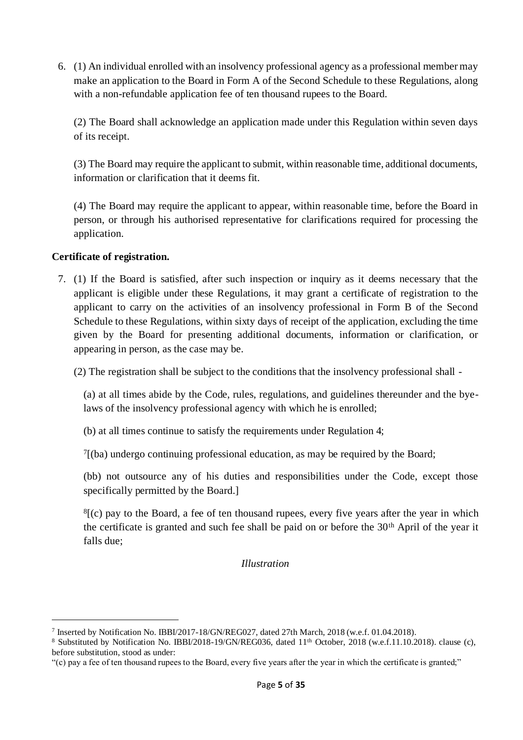6. (1) An individual enrolled with an insolvency professional agency as a professional member may make an application to the Board in Form A of the Second Schedule to these Regulations, along with a non-refundable application fee of ten thousand rupees to the Board.

   (2) The Board shall acknowledge an application made under this Regulation within seven days of its receipt.

   (3) The Board may require the applicant to submit, within reasonable time, additional documents, information or clarification that it deems fit.

   (4) The Board may require the applicant to appear, within reasonable time, before the Board in person, or through his authorised representative for clarifications required for processing the application.

**Certificate of registration.**

7. (1) If the Board is satisfied, after such inspection or inquiry as it deems necessary that the applicant is eligible under these Regulations, it may grant a certificate of registration to the applicant to carry on the activities of an insolvency professional in Form B of the Second Schedule to these Regulations, within sixty days of receipt of the application, excluding the time given by the Board for presenting additional documents, information or clarification, or appearing in person, as the case may be.

   (2) The registration shall be subject to the conditions that the insolvency professional shall -

   (a) at all times abide by the Code, rules, regulations, and guidelines thereunder and the bye-laws of the insolvency professional agency with which he is enrolled;

   (b) at all times continue to satisfy the requirements under Regulation 4;

   [7][(ba) undergo continuing professional education, as may be required by the Board;

   (bb) not outsource any of his duties and responsibilities under the Code, except those specifically permitted by the Board.]

   [8][(c) pay to the Board, a fee of ten thousand rupees, every five years after the year in which the certificate is granted and such fee shall be paid on or before the 30th April of the year it falls due;

*Illustration*

---

[7] Inserted by Notification No. IBBI/2017-18/GN/REG027, dated 27th March, 2018 (w.e.f. 01.04.2018).

[8] Substituted by Notification No. IBBI/2018-19/GN/REG036, dated 11th October, 2018 (w.e.f.11.10.2018). clause (c), before substitution, stood as under:

"(c) pay a fee of ten thousand rupees to the Board, every five years after the year in which the certificate is granted;"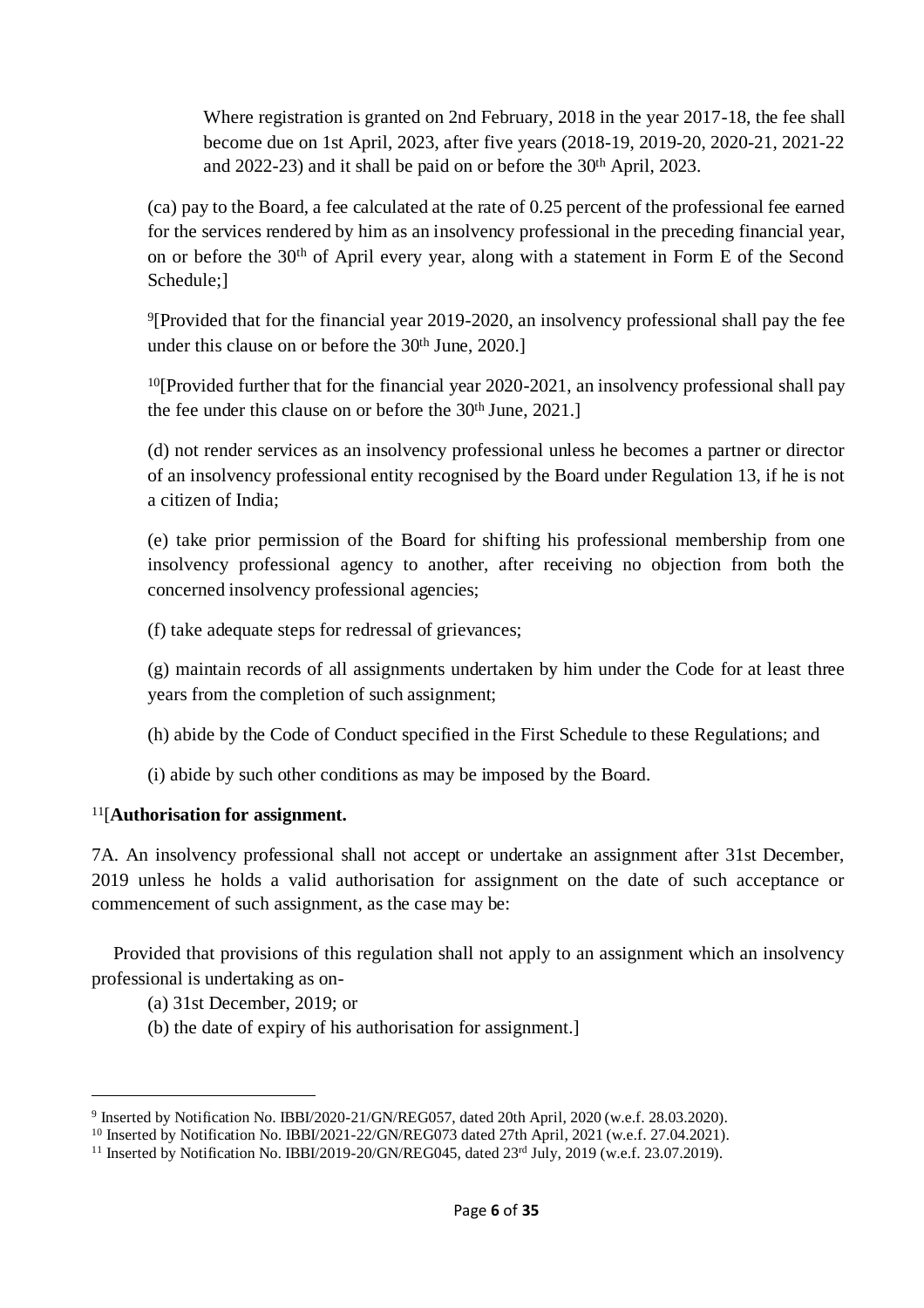Where registration is granted on 2nd February, 2018 in the year 2017-18, the fee shall become due on 1st April, 2023, after five years (2018-19, 2019-20, 2020-21, 2021-22 and 2022-23) and it shall be paid on or before the 30th April, 2023.

(ca) pay to the Board, a fee calculated at the rate of 0.25 percent of the professional fee earned for the services rendered by him as an insolvency professional in the preceding financial year, on or before the 30th of April every year, along with a statement in Form E of the Second Schedule;]

[9][Provided that for the financial year 2019-2020, an insolvency professional shall pay the fee under this clause on or before the 30th June, 2020.]

[10][Provided further that for the financial year 2020-2021, an insolvency professional shall pay the fee under this clause on or before the 30th June, 2021.]

(d) not render services as an insolvency professional unless he becomes a partner or director of an insolvency professional entity recognised by the Board under Regulation 13, if he is not a citizen of India;

(e) take prior permission of the Board for shifting his professional membership from one insolvency professional agency to another, after receiving no objection from both the concerned insolvency professional agencies;

(f) take adequate steps for redressal of grievances;

(g) maintain records of all assignments undertaken by him under the Code for at least three years from the completion of such assignment;

(h) abide by the Code of Conduct specified in the First Schedule to these Regulations; and

(i) abide by such other conditions as may be imposed by the Board.

[11][**Authorisation for assignment.**

7A. An insolvency professional shall not accept or undertake an assignment after 31st December, 2019 unless he holds a valid authorisation for assignment on the date of such acceptance or commencement of such assignment, as the case may be:

Provided that provisions of this regulation shall not apply to an assignment which an insolvency professional is undertaking as on-

(a) 31st December, 2019; or

(b) the date of expiry of his authorisation for assignment.]

---

[9] Inserted by Notification No. IBBI/2020-21/GN/REG057, dated 20th April, 2020 (w.e.f. 28.03.2020).

[10] Inserted by Notification No. IBBI/2021-22/GN/REG073 dated 27th April, 2021 (w.e.f. 27.04.2021).

[11] Inserted by Notification No. IBBI/2019-20/GN/REG045, dated 23rd July, 2019 (w.e.f. 23.07.2019).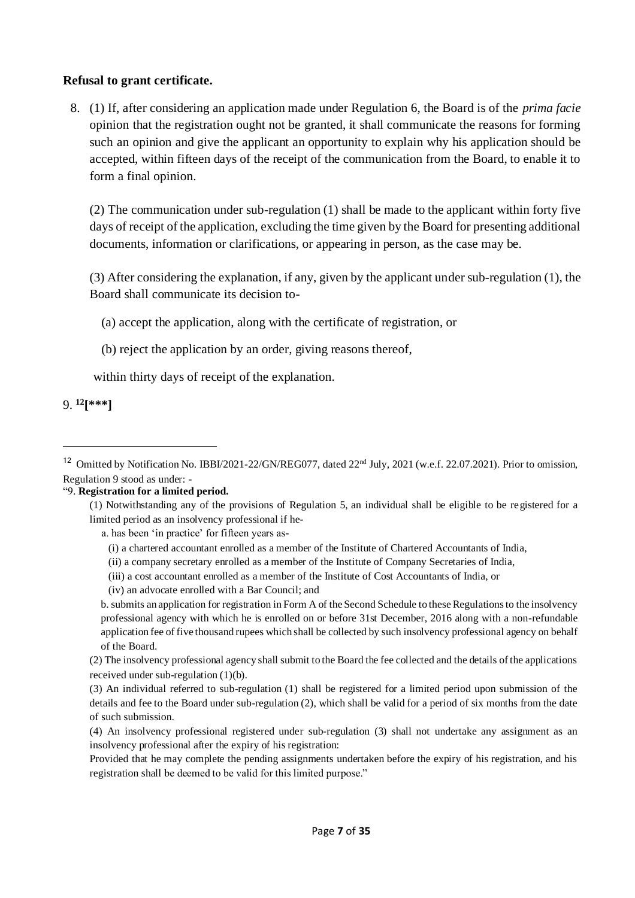**Refusal to grant certificate.**

8. (1) If, after considering an application made under Regulation 6, the Board is of the *prima facie* opinion that the registration ought not be granted, it shall communicate the reasons for forming such an opinion and give the applicant an opportunity to explain why his application should be accepted, within fifteen days of the receipt of the communication from the Board, to enable it to form a final opinion.

(2) The communication under sub-regulation (1) shall be made to the applicant within forty five days of receipt of the application, excluding the time given by the Board for presenting additional documents, information or clarifications, or appearing in person, as the case may be.

(3) After considering the explanation, if any, given by the applicant under sub-regulation (1), the Board shall communicate its decision to-

(a) accept the application, along with the certificate of registration, or

(b) reject the application by an order, giving reasons thereof,

within thirty days of receipt of the explanation.

9. [12]**[***]**

---

[12] Omitted by Notification No. IBBI/2021-22/GN/REG077, dated 22nd July, 2021 (w.e.f. 22.07.2021). Prior to omission, Regulation 9 stood as under: -

"9. **Registration for a limited period.**

(1) Notwithstanding any of the provisions of Regulation 5, an individual shall be eligible to be registered for a limited period as an insolvency professional if he-

a. has been 'in practice' for fifteen years as-

(i) a chartered accountant enrolled as a member of the Institute of Chartered Accountants of India,

(ii) a company secretary enrolled as a member of the Institute of Company Secretaries of India,

(iii) a cost accountant enrolled as a member of the Institute of Cost Accountants of India, or

(iv) an advocate enrolled with a Bar Council; and

b. submits an application for registration in Form A of the Second Schedule to these Regulations to the insolvency professional agency with which he is enrolled on or before 31st December, 2016 along with a non-refundable application fee of five thousand rupees which shall be collected by such insolvency professional agency on behalf of the Board.

(2) The insolvency professional agency shall submit to the Board the fee collected and the details of the applications received under sub-regulation (1)(b).

(3) An individual referred to sub-regulation (1) shall be registered for a limited period upon submission of the details and fee to the Board under sub-regulation (2), which shall be valid for a period of six months from the date of such submission.

(4) An insolvency professional registered under sub-regulation (3) shall not undertake any assignment as an insolvency professional after the expiry of his registration:

Provided that he may complete the pending assignments undertaken before the expiry of his registration, and his registration shall be deemed to be valid for this limited purpose."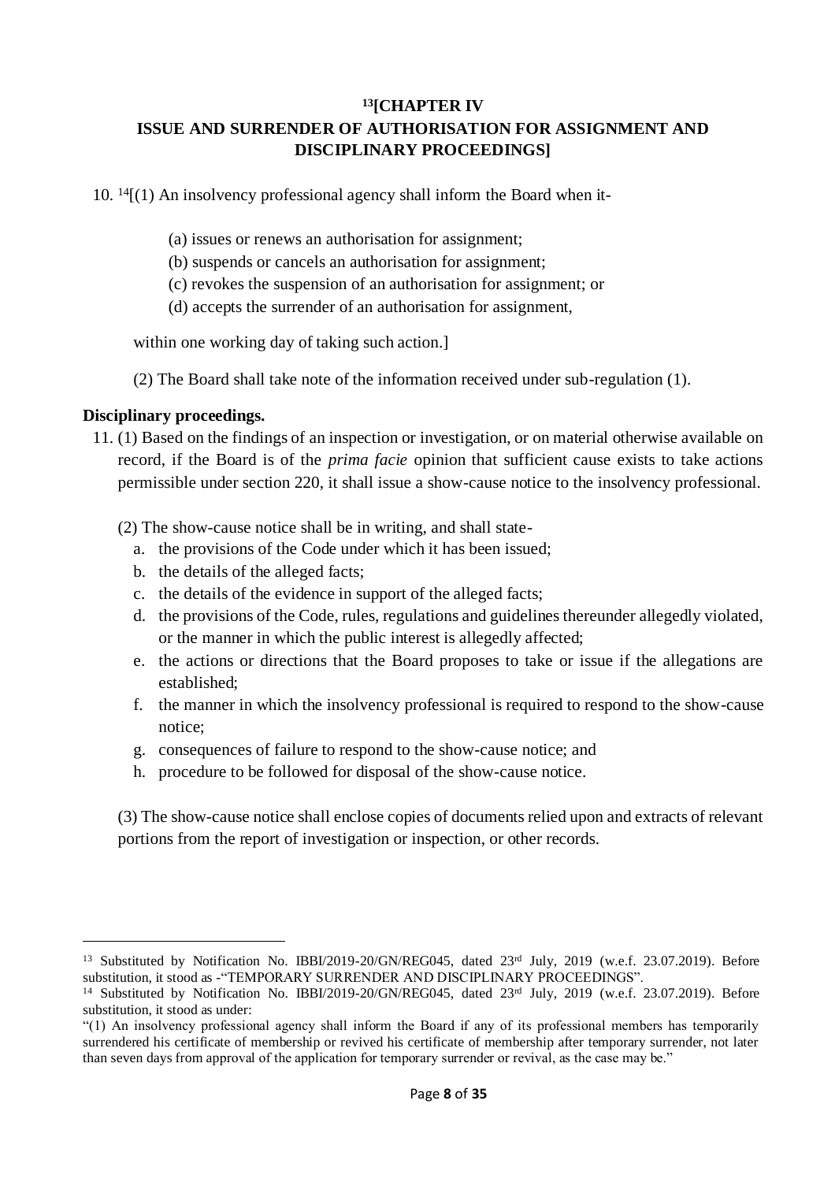## [13][CHAPTER IV
## ISSUE AND SURRENDER OF AUTHORISATION FOR ASSIGNMENT AND DISCIPLINARY PROCEEDINGS]

10. [14][(1) An insolvency professional agency shall inform the Board when it-

(a) issues or renews an authorisation for assignment;
(b) suspends or cancels an authorisation for assignment;
(c) revokes the suspension of an authorisation for assignment; or
(d) accepts the surrender of an authorisation for assignment,

within one working day of taking such action.]

(2) The Board shall take note of the information received under sub-regulation (1).

**Disciplinary proceedings.**

11. (1) Based on the findings of an inspection or investigation, or on material otherwise available on record, if the Board is of the *prima facie* opinion that sufficient cause exists to take actions permissible under section 220, it shall issue a show-cause notice to the insolvency professional.

(2) The show-cause notice shall be in writing, and shall state-

a. the provisions of the Code under which it has been issued;
b. the details of the alleged facts;
c. the details of the evidence in support of the alleged facts;
d. the provisions of the Code, rules, regulations and guidelines thereunder allegedly violated, or the manner in which the public interest is allegedly affected;
e. the actions or directions that the Board proposes to take or issue if the allegations are established;
f. the manner in which the insolvency professional is required to respond to the show-cause notice;
g. consequences of failure to respond to the show-cause notice; and
h. procedure to be followed for disposal of the show-cause notice.

(3) The show-cause notice shall enclose copies of documents relied upon and extracts of relevant portions from the report of investigation or inspection, or other records.

---

[13] Substituted by Notification No. IBBI/2019-20/GN/REG045, dated 23rd July, 2019 (w.e.f. 23.07.2019). Before substitution, it stood as -"TEMPORARY SURRENDER AND DISCIPLINARY PROCEEDINGS".

[14] Substituted by Notification No. IBBI/2019-20/GN/REG045, dated 23rd July, 2019 (w.e.f. 23.07.2019). Before substitution, it stood as under:

"(1) An insolvency professional agency shall inform the Board if any of its professional members has temporarily surrendered his certificate of membership or revived his certificate of membership after temporary surrender, not later than seven days from approval of the application for temporary surrender or revival, as the case may be."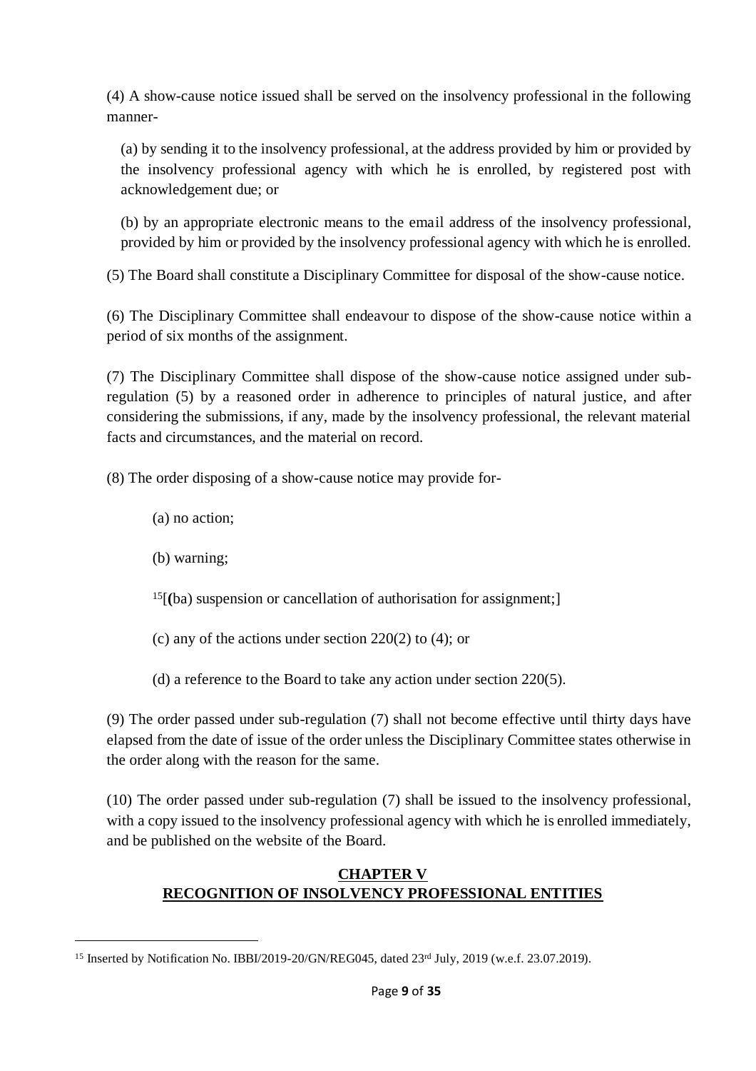(4) A show-cause notice issued shall be served on the insolvency professional in the following manner-

(a) by sending it to the insolvency professional, at the address provided by him or provided by the insolvency professional agency with which he is enrolled, by registered post with acknowledgement due; or

(b) by an appropriate electronic means to the email address of the insolvency professional, provided by him or provided by the insolvency professional agency with which he is enrolled.

(5) The Board shall constitute a Disciplinary Committee for disposal of the show-cause notice.

(6) The Disciplinary Committee shall endeavour to dispose of the show-cause notice within a period of six months of the assignment.

(7) The Disciplinary Committee shall dispose of the show-cause notice assigned under sub-regulation (5) by a reasoned order in adherence to principles of natural justice, and after considering the submissions, if any, made by the insolvency professional, the relevant material facts and circumstances, and the material on record.

(8) The order disposing of a show-cause notice may provide for-

(a) no action;

(b) warning;

[15][(ba) suspension or cancellation of authorisation for assignment;]

(c) any of the actions under section 220(2) to (4); or

(d) a reference to the Board to take any action under section 220(5).

(9) The order passed under sub-regulation (7) shall not become effective until thirty days have elapsed from the date of issue of the order unless the Disciplinary Committee states otherwise in the order along with the reason for the same.

(10) The order passed under sub-regulation (7) shall be issued to the insolvency professional, with a copy issued to the insolvency professional agency with which he is enrolled immediately, and be published on the website of the Board.

## CHAPTER V
## RECOGNITION OF INSOLVENCY PROFESSIONAL ENTITIES

---

[15] Inserted by Notification No. IBBI/2019-20/GN/REG045, dated 23rd July, 2019 (w.e.f. 23.07.2019).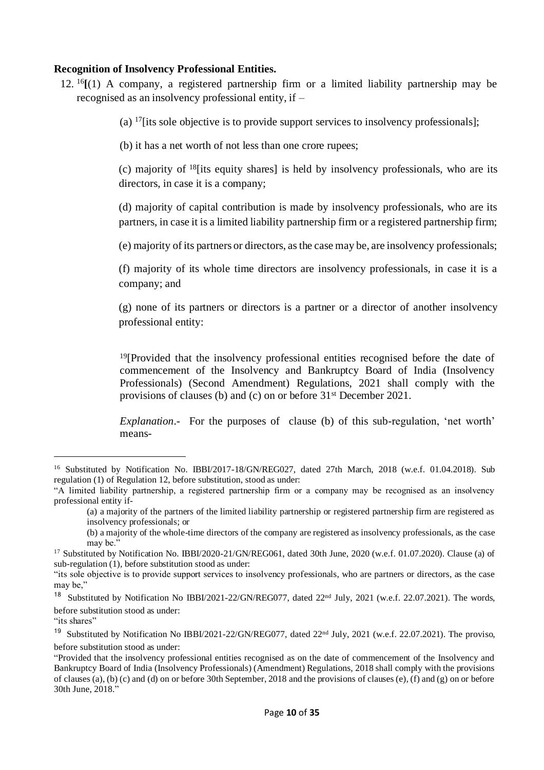**Recognition of Insolvency Professional Entities.**

12. [16][(1) A company, a registered partnership firm or a limited liability partnership may be recognised as an insolvency professional entity, if –

(a) [17][its sole objective is to provide support services to insolvency professionals];

(b) it has a net worth of not less than one crore rupees;

(c) majority of [18][its equity shares] is held by insolvency professionals, who are its directors, in case it is a company;

(d) majority of capital contribution is made by insolvency professionals, who are its partners, in case it is a limited liability partnership firm or a registered partnership firm;

(e) majority of its partners or directors, as the case may be, are insolvency professionals;

(f) majority of its whole time directors are insolvency professionals, in case it is a company; and

(g) none of its partners or directors is a partner or a director of another insolvency professional entity:

[19][Provided that the insolvency professional entities recognised before the date of commencement of the Insolvency and Bankruptcy Board of India (Insolvency Professionals) (Second Amendment) Regulations, 2021 shall comply with the provisions of clauses (b) and (c) on or before 31st December 2021.

*Explanation*.- For the purposes of clause (b) of this sub-regulation, 'net worth' means-

---

[16] Substituted by Notification No. IBBI/2017-18/GN/REG027, dated 27th March, 2018 (w.e.f. 01.04.2018). Sub regulation (1) of Regulation 12, before substitution, stood as under:

"A limited liability partnership, a registered partnership firm or a company may be recognised as an insolvency professional entity if-

(a) a majority of the partners of the limited liability partnership or registered partnership firm are registered as insolvency professionals; or

(b) a majority of the whole-time directors of the company are registered as insolvency professionals, as the case may be."

[17] Substituted by Notification No. IBBI/2020-21/GN/REG061, dated 30th June, 2020 (w.e.f. 01.07.2020). Clause (a) of sub-regulation (1), before substitution stood as under:

"its sole objective is to provide support services to insolvency professionals, who are partners or directors, as the case may be,"

[18] Substituted by Notification No IBBI/2021-22/GN/REG077, dated 22nd July, 2021 (w.e.f. 22.07.2021). The words, before substitution stood as under:

"its shares"

[19] Substituted by Notification No IBBI/2021-22/GN/REG077, dated 22nd July, 2021 (w.e.f. 22.07.2021). The proviso, before substitution stood as under:

"Provided that the insolvency professional entities recognised as on the date of commencement of the Insolvency and Bankruptcy Board of India (Insolvency Professionals) (Amendment) Regulations, 2018 shall comply with the provisions of clauses (a), (b) (c) and (d) on or before 30th September, 2018 and the provisions of clauses (e), (f) and (g) on or before 30th June, 2018."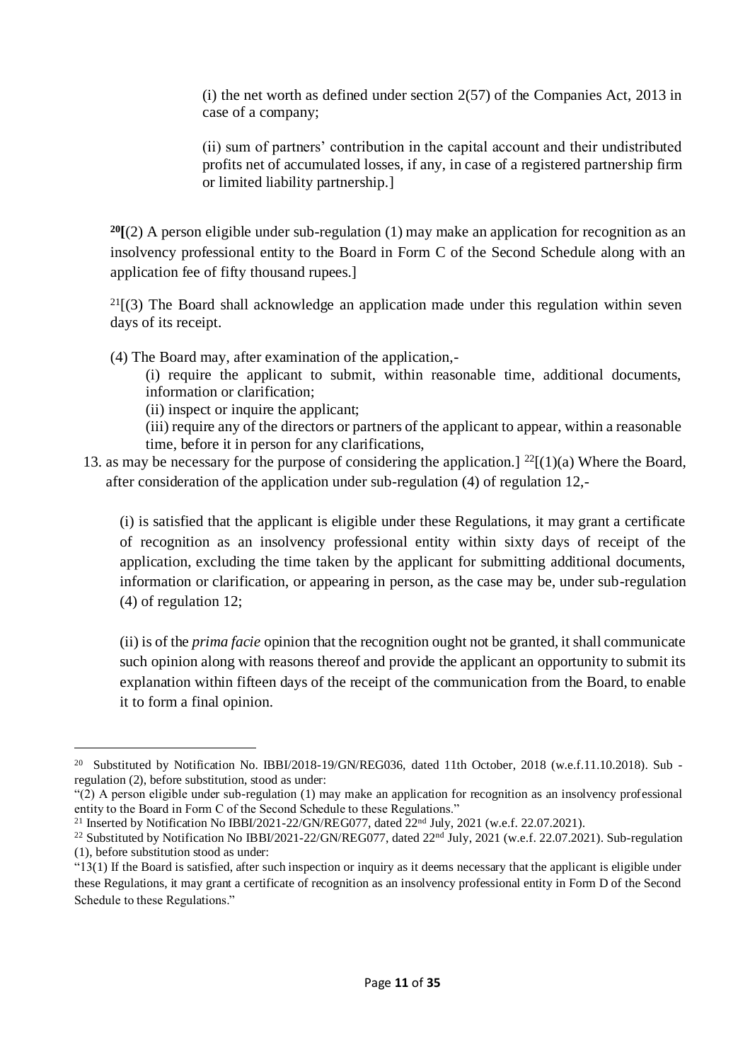(i) the net worth as defined under section 2(57) of the Companies Act, 2013 in case of a company;

(ii) sum of partners' contribution in the capital account and their undistributed profits net of accumulated losses, if any, in case of a registered partnership firm or limited liability partnership.]

[20][(2) A person eligible under sub-regulation (1) may make an application for recognition as an insolvency professional entity to the Board in Form C of the Second Schedule along with an application fee of fifty thousand rupees.]

[21][(3) The Board shall acknowledge an application made under this regulation within seven days of its receipt.

(4) The Board may, after examination of the application,-

(i) require the applicant to submit, within reasonable time, additional documents, information or clarification;

(ii) inspect or inquire the applicant;

(iii) require any of the directors or partners of the applicant to appear, within a reasonable time, before it in person for any clarifications,

13. as may be necessary for the purpose of considering the application.] [22][(1)(a) Where the Board, after consideration of the application under sub-regulation (4) of regulation 12,-

(i) is satisfied that the applicant is eligible under these Regulations, it may grant a certificate of recognition as an insolvency professional entity within sixty days of receipt of the application, excluding the time taken by the applicant for submitting additional documents, information or clarification, or appearing in person, as the case may be, under sub-regulation (4) of regulation 12;

(ii) is of the *prima facie* opinion that the recognition ought not be granted, it shall communicate such opinion along with reasons thereof and provide the applicant an opportunity to submit its explanation within fifteen days of the receipt of the communication from the Board, to enable it to form a final opinion.

---

[20] Substituted by Notification No. IBBI/2018-19/GN/REG036, dated 11th October, 2018 (w.e.f.11.10.2018). Sub - regulation (2), before substitution, stood as under:

"(2) A person eligible under sub-regulation (1) may make an application for recognition as an insolvency professional entity to the Board in Form C of the Second Schedule to these Regulations."

[21] Inserted by Notification No IBBI/2021-22/GN/REG077, dated 22nd July, 2021 (w.e.f. 22.07.2021).

[22] Substituted by Notification No IBBI/2021-22/GN/REG077, dated 22nd July, 2021 (w.e.f. 22.07.2021). Sub-regulation (1), before substitution stood as under:

"13(1) If the Board is satisfied, after such inspection or inquiry as it deems necessary that the applicant is eligible under these Regulations, it may grant a certificate of recognition as an insolvency professional entity in Form D of the Second Schedule to these Regulations."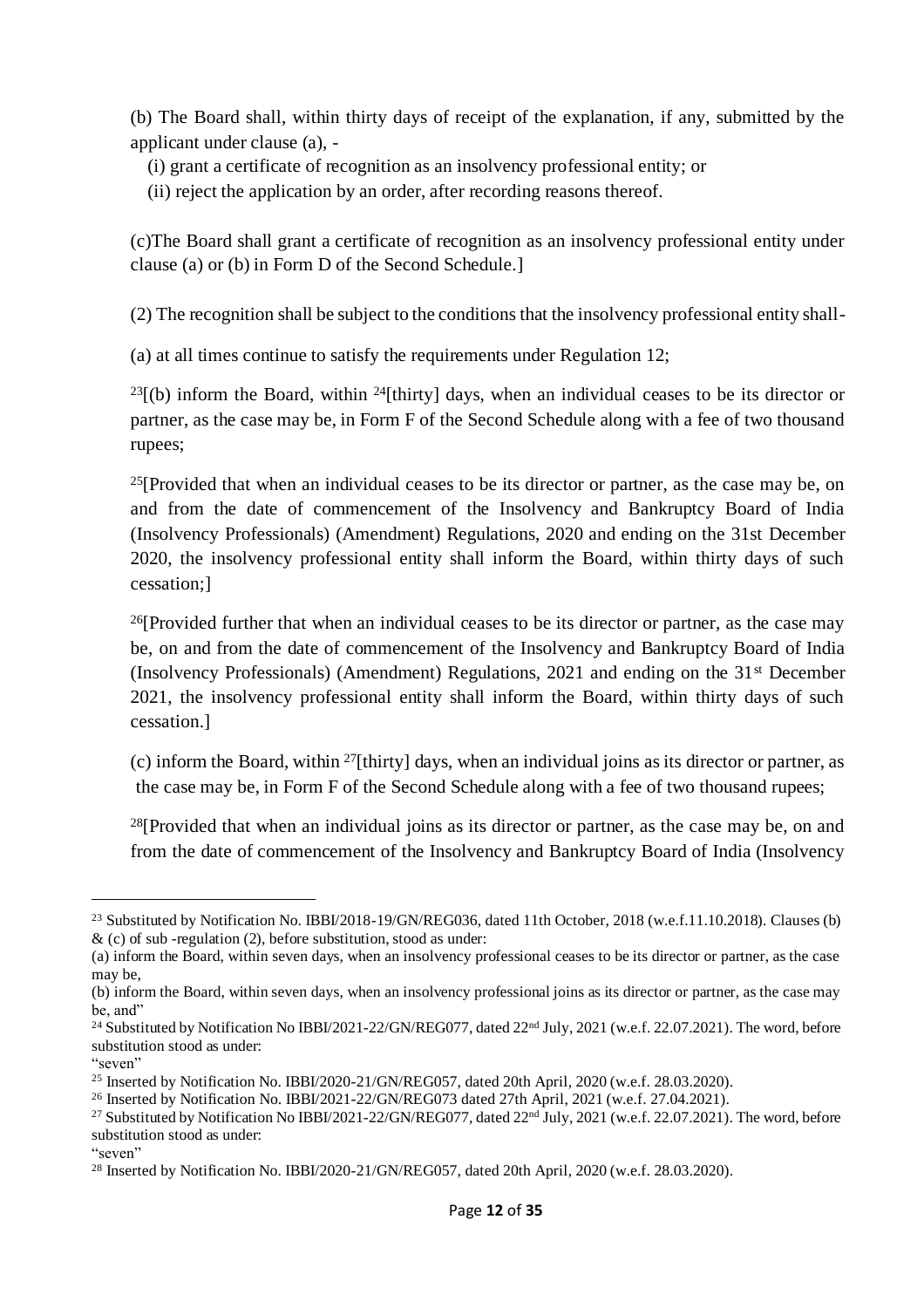(b) The Board shall, within thirty days of receipt of the explanation, if any, submitted by the applicant under clause (a), -

(i) grant a certificate of recognition as an insolvency professional entity; or

(ii) reject the application by an order, after recording reasons thereof.

(c)The Board shall grant a certificate of recognition as an insolvency professional entity under clause (a) or (b) in Form D of the Second Schedule.]

(2) The recognition shall be subject to the conditions that the insolvency professional entity shall-

(a) at all times continue to satisfy the requirements under Regulation 12;

[23][(b) inform the Board, within [24][thirty] days, when an individual ceases to be its director or partner, as the case may be, in Form F of the Second Schedule along with a fee of two thousand rupees;

[25][Provided that when an individual ceases to be its director or partner, as the case may be, on and from the date of commencement of the Insolvency and Bankruptcy Board of India (Insolvency Professionals) (Amendment) Regulations, 2020 and ending on the 31st December 2020, the insolvency professional entity shall inform the Board, within thirty days of such cessation;]

[26][Provided further that when an individual ceases to be its director or partner, as the case may be, on and from the date of commencement of the Insolvency and Bankruptcy Board of India (Insolvency Professionals) (Amendment) Regulations, 2021 and ending on the 31st December 2021, the insolvency professional entity shall inform the Board, within thirty days of such cessation.]

(c) inform the Board, within [27][thirty] days, when an individual joins as its director or partner, as the case may be, in Form F of the Second Schedule along with a fee of two thousand rupees;

[28][Provided that when an individual joins as its director or partner, as the case may be, on and from the date of commencement of the Insolvency and Bankruptcy Board of India (Insolvency

---

[23] Substituted by Notification No. IBBI/2018-19/GN/REG036, dated 11th October, 2018 (w.e.f.11.10.2018). Clauses (b) & (c) of sub -regulation (2), before substitution, stood as under:

(a) inform the Board, within seven days, when an insolvency professional ceases to be its director or partner, as the case may be,

(b) inform the Board, within seven days, when an insolvency professional joins as its director or partner, as the case may be, and"

[24] Substituted by Notification No IBBI/2021-22/GN/REG077, dated 22nd July, 2021 (w.e.f. 22.07.2021). The word, before substitution stood as under:

"seven"

[25] Inserted by Notification No. IBBI/2020-21/GN/REG057, dated 20th April, 2020 (w.e.f. 28.03.2020).

[26] Inserted by Notification No. IBBI/2021-22/GN/REG073 dated 27th April, 2021 (w.e.f. 27.04.2021).

[27] Substituted by Notification No IBBI/2021-22/GN/REG077, dated 22nd July, 2021 (w.e.f. 22.07.2021). The word, before substitution stood as under:

"seven"

[28] Inserted by Notification No. IBBI/2020-21/GN/REG057, dated 20th April, 2020 (w.e.f. 28.03.2020).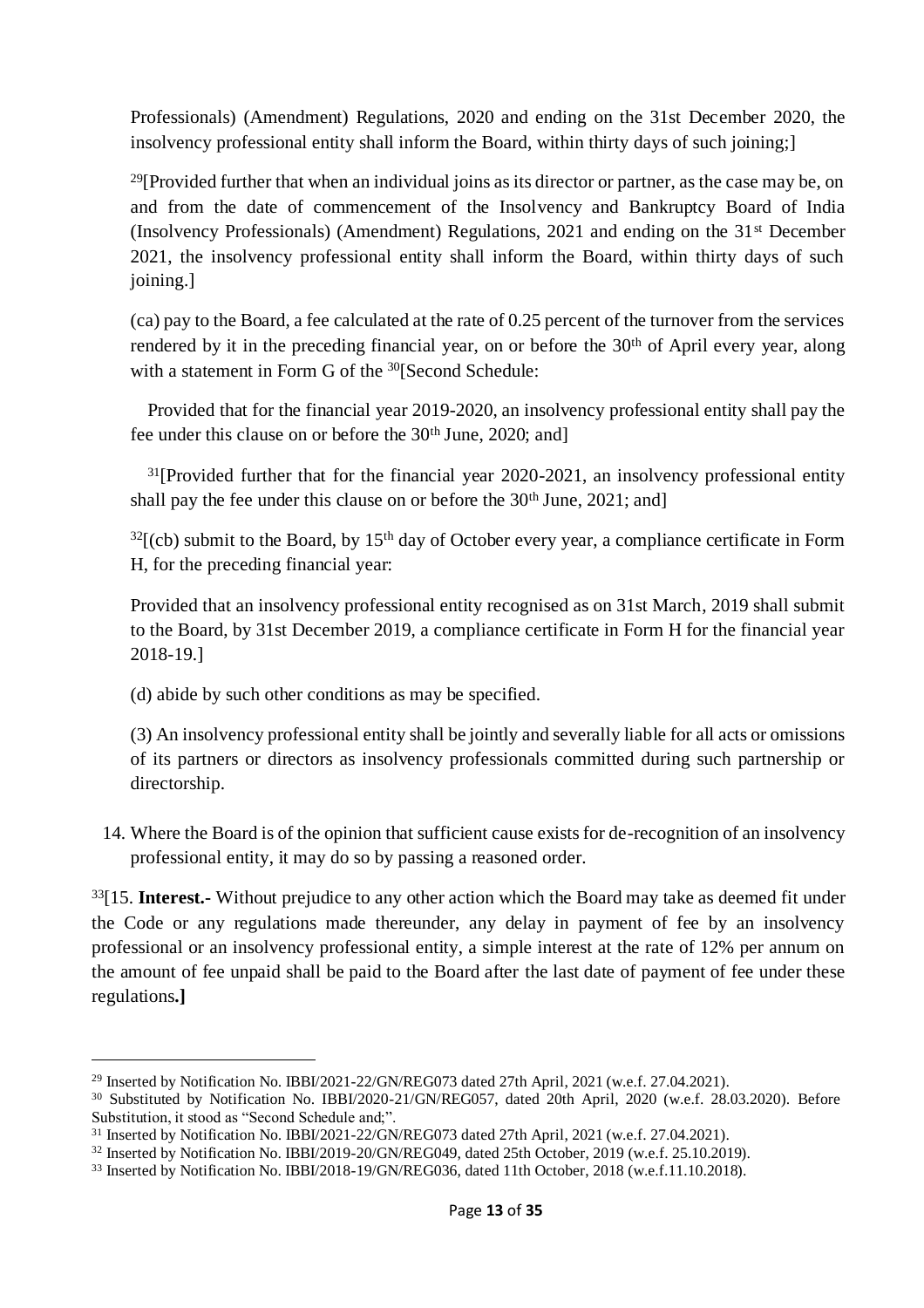Professionals) (Amendment) Regulations, 2020 and ending on the 31st December 2020, the insolvency professional entity shall inform the Board, within thirty days of such joining;]

[29][Provided further that when an individual joins as its director or partner, as the case may be, on and from the date of commencement of the Insolvency and Bankruptcy Board of India (Insolvency Professionals) (Amendment) Regulations, 2021 and ending on the 31st December 2021, the insolvency professional entity shall inform the Board, within thirty days of such joining.]

(ca) pay to the Board, a fee calculated at the rate of 0.25 percent of the turnover from the services rendered by it in the preceding financial year, on or before the 30th of April every year, along with a statement in Form G of the [30][Second Schedule:

Provided that for the financial year 2019-2020, an insolvency professional entity shall pay the fee under this clause on or before the 30th June, 2020; and]

[31][Provided further that for the financial year 2020-2021, an insolvency professional entity shall pay the fee under this clause on or before the 30th June, 2021; and]

[32][(cb) submit to the Board, by 15th day of October every year, a compliance certificate in Form H, for the preceding financial year:

Provided that an insolvency professional entity recognised as on 31st March, 2019 shall submit to the Board, by 31st December 2019, a compliance certificate in Form H for the financial year 2018-19.]

(d) abide by such other conditions as may be specified.

(3) An insolvency professional entity shall be jointly and severally liable for all acts or omissions of its partners or directors as insolvency professionals committed during such partnership or directorship.

14. Where the Board is of the opinion that sufficient cause exists for de-recognition of an insolvency professional entity, it may do so by passing a reasoned order.

[33][15. **Interest.-** Without prejudice to any other action which the Board may take as deemed fit under the Code or any regulations made thereunder, any delay in payment of fee by an insolvency professional or an insolvency professional entity, a simple interest at the rate of 12% per annum on the amount of fee unpaid shall be paid to the Board after the last date of payment of fee under these regulations**.]**

---

[29] Inserted by Notification No. IBBI/2021-22/GN/REG073 dated 27th April, 2021 (w.e.f. 27.04.2021).

[30] Substituted by Notification No. IBBI/2020-21/GN/REG057, dated 20th April, 2020 (w.e.f. 28.03.2020). Before Substitution, it stood as "Second Schedule and;".

[31] Inserted by Notification No. IBBI/2021-22/GN/REG073 dated 27th April, 2021 (w.e.f. 27.04.2021).

[32] Inserted by Notification No. IBBI/2019-20/GN/REG049, dated 25th October, 2019 (w.e.f. 25.10.2019).

[33] Inserted by Notification No. IBBI/2018-19/GN/REG036, dated 11th October, 2018 (w.e.f.11.10.2018).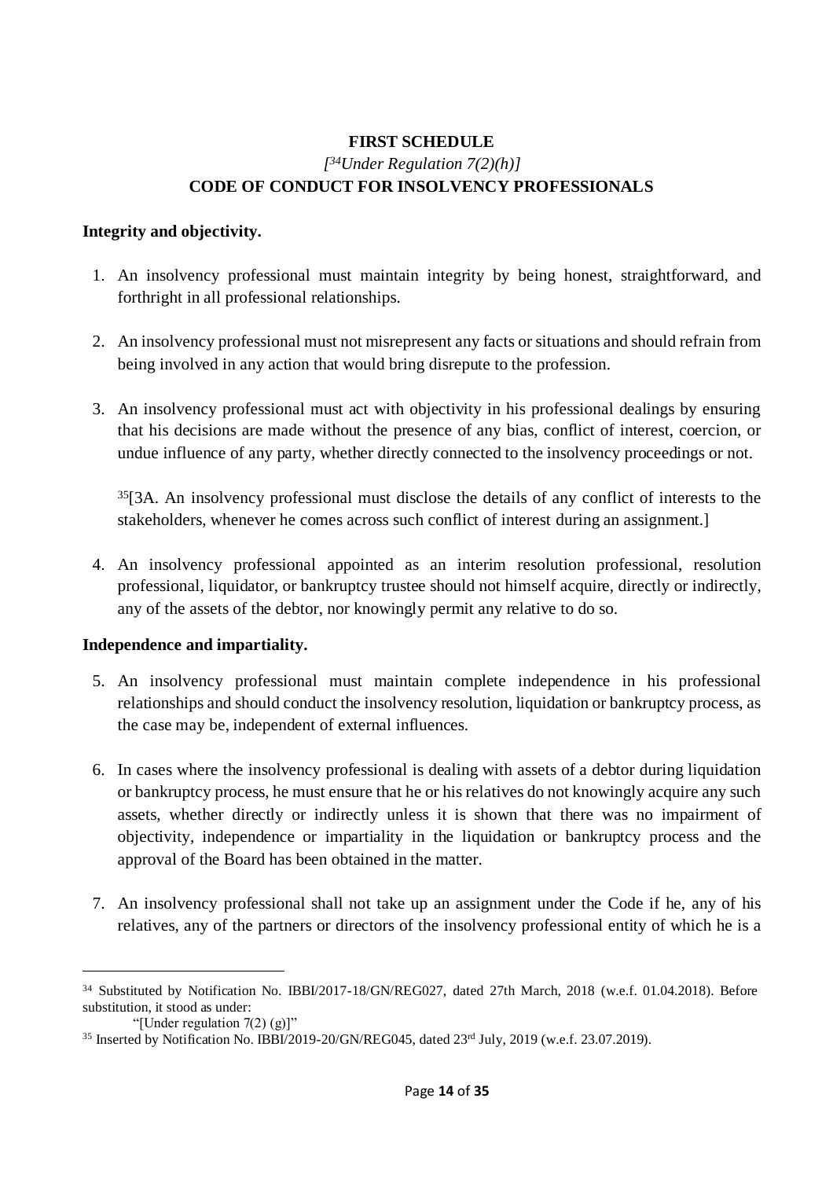**FIRST SCHEDULE**

*[[34]Under Regulation 7(2)(h)]*

**CODE OF CONDUCT FOR INSOLVENCY PROFESSIONALS**

**Integrity and objectivity.**

1. An insolvency professional must maintain integrity by being honest, straightforward, and forthright in all professional relationships.

2. An insolvency professional must not misrepresent any facts or situations and should refrain from being involved in any action that would bring disrepute to the profession.

3. An insolvency professional must act with objectivity in his professional dealings by ensuring that his decisions are made without the presence of any bias, conflict of interest, coercion, or undue influence of any party, whether directly connected to the insolvency proceedings or not.

   [35][3A. An insolvency professional must disclose the details of any conflict of interests to the stakeholders, whenever he comes across such conflict of interest during an assignment.]

4. An insolvency professional appointed as an interim resolution professional, resolution professional, liquidator, or bankruptcy trustee should not himself acquire, directly or indirectly, any of the assets of the debtor, nor knowingly permit any relative to do so.

**Independence and impartiality.**

5. An insolvency professional must maintain complete independence in his professional relationships and should conduct the insolvency resolution, liquidation or bankruptcy process, as the case may be, independent of external influences.

6. In cases where the insolvency professional is dealing with assets of a debtor during liquidation or bankruptcy process, he must ensure that he or his relatives do not knowingly acquire any such assets, whether directly or indirectly unless it is shown that there was no impairment of objectivity, independence or impartiality in the liquidation or bankruptcy process and the approval of the Board has been obtained in the matter.

7. An insolvency professional shall not take up an assignment under the Code if he, any of his relatives, any of the partners or directors of the insolvency professional entity of which he is a

---

[34] Substituted by Notification No. IBBI/2017-18/GN/REG027, dated 27th March, 2018 (w.e.f. 01.04.2018). Before substitution, it stood as under:

"[Under regulation 7(2) (g)]"

[35] Inserted by Notification No. IBBI/2019-20/GN/REG045, dated 23rd July, 2019 (w.e.f. 23.07.2019).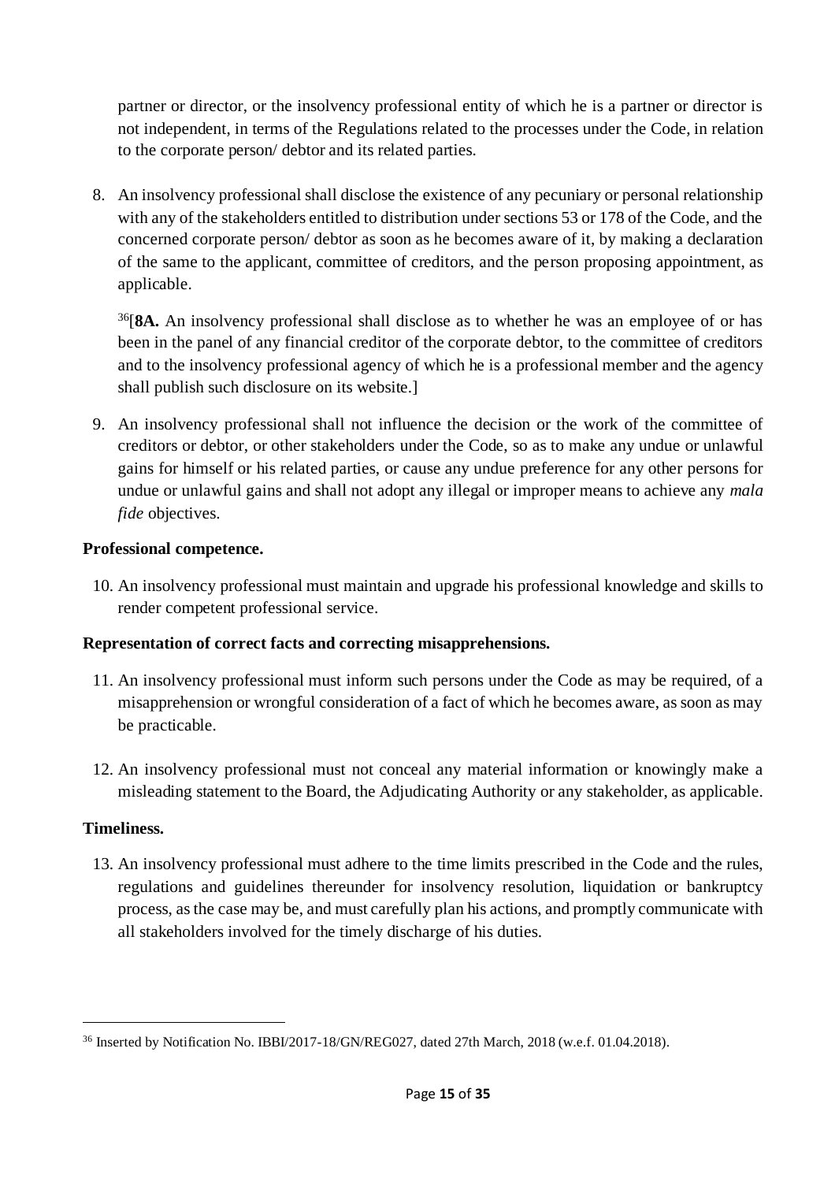partner or director, or the insolvency professional entity of which he is a partner or director is not independent, in terms of the Regulations related to the processes under the Code, in relation to the corporate person/ debtor and its related parties.

8. An insolvency professional shall disclose the existence of any pecuniary or personal relationship with any of the stakeholders entitled to distribution under sections 53 or 178 of the Code, and the concerned corporate person/ debtor as soon as he becomes aware of it, by making a declaration of the same to the applicant, committee of creditors, and the person proposing appointment, as applicable.

   [36][**8A.** An insolvency professional shall disclose as to whether he was an employee of or has been in the panel of any financial creditor of the corporate debtor, to the committee of creditors and to the insolvency professional agency of which he is a professional member and the agency shall publish such disclosure on its website.]

9. An insolvency professional shall not influence the decision or the work of the committee of creditors or debtor, or other stakeholders under the Code, so as to make any undue or unlawful gains for himself or his related parties, or cause any undue preference for any other persons for undue or unlawful gains and shall not adopt any illegal or improper means to achieve any *mala fide* objectives.

**Professional competence.**

10. An insolvency professional must maintain and upgrade his professional knowledge and skills to render competent professional service.

**Representation of correct facts and correcting misapprehensions.**

11. An insolvency professional must inform such persons under the Code as may be required, of a misapprehension or wrongful consideration of a fact of which he becomes aware, as soon as may be practicable.

12. An insolvency professional must not conceal any material information or knowingly make a misleading statement to the Board, the Adjudicating Authority or any stakeholder, as applicable.

**Timeliness.**

13. An insolvency professional must adhere to the time limits prescribed in the Code and the rules, regulations and guidelines thereunder for insolvency resolution, liquidation or bankruptcy process, as the case may be, and must carefully plan his actions, and promptly communicate with all stakeholders involved for the timely discharge of his duties.

---

[36] Inserted by Notification No. IBBI/2017-18/GN/REG027, dated 27th March, 2018 (w.e.f. 01.04.2018).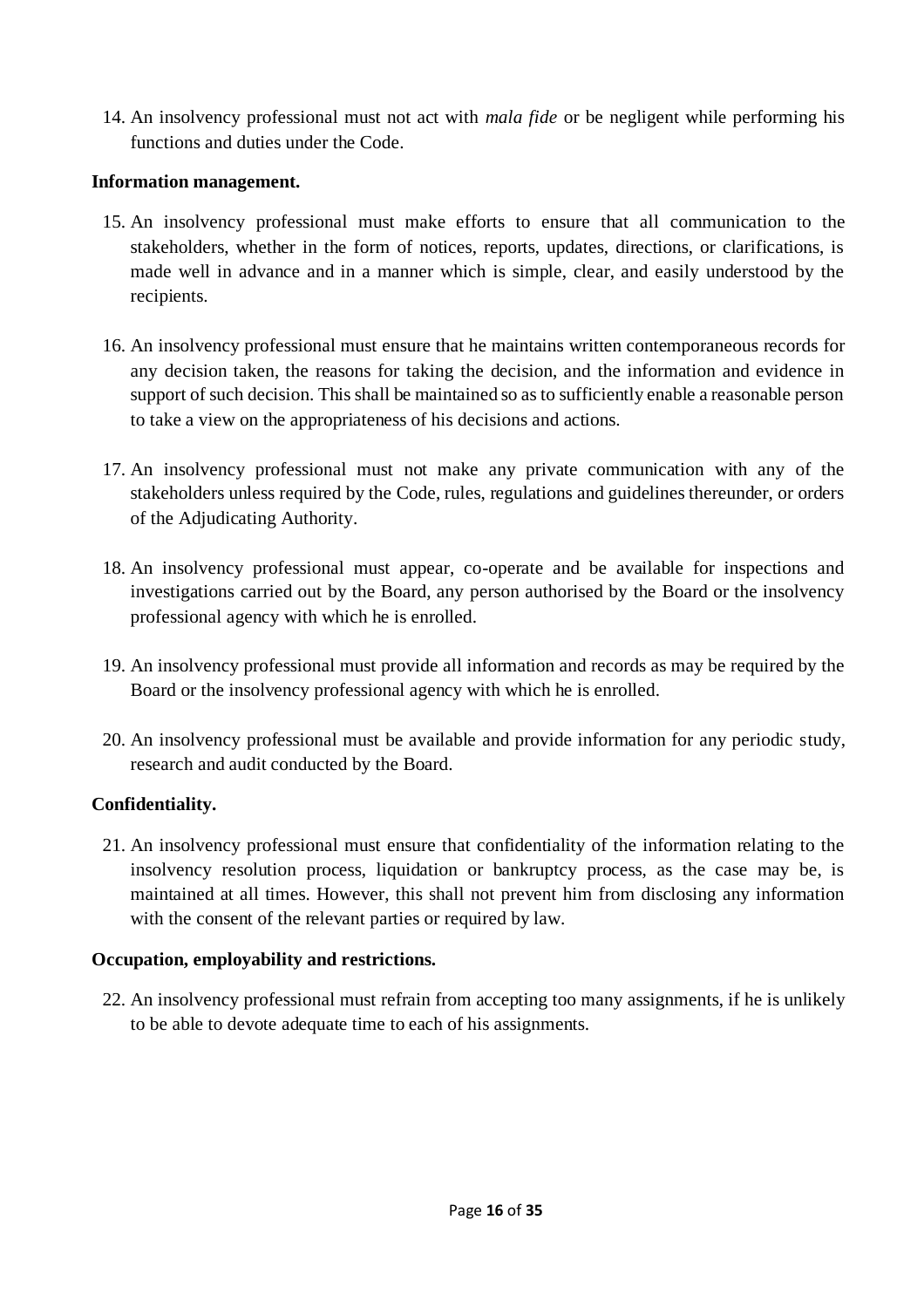14. An insolvency professional must not act with *mala fide* or be negligent while performing his functions and duties under the Code.

**Information management.**

15. An insolvency professional must make efforts to ensure that all communication to the stakeholders, whether in the form of notices, reports, updates, directions, or clarifications, is made well in advance and in a manner which is simple, clear, and easily understood by the recipients.

16. An insolvency professional must ensure that he maintains written contemporaneous records for any decision taken, the reasons for taking the decision, and the information and evidence in support of such decision. This shall be maintained so as to sufficiently enable a reasonable person to take a view on the appropriateness of his decisions and actions.

17. An insolvency professional must not make any private communication with any of the stakeholders unless required by the Code, rules, regulations and guidelines thereunder, or orders of the Adjudicating Authority.

18. An insolvency professional must appear, co-operate and be available for inspections and investigations carried out by the Board, any person authorised by the Board or the insolvency professional agency with which he is enrolled.

19. An insolvency professional must provide all information and records as may be required by the Board or the insolvency professional agency with which he is enrolled.

20. An insolvency professional must be available and provide information for any periodic study, research and audit conducted by the Board.

**Confidentiality.**

21. An insolvency professional must ensure that confidentiality of the information relating to the insolvency resolution process, liquidation or bankruptcy process, as the case may be, is maintained at all times. However, this shall not prevent him from disclosing any information with the consent of the relevant parties or required by law.

**Occupation, employability and restrictions.**

22. An insolvency professional must refrain from accepting too many assignments, if he is unlikely to be able to devote adequate time to each of his assignments.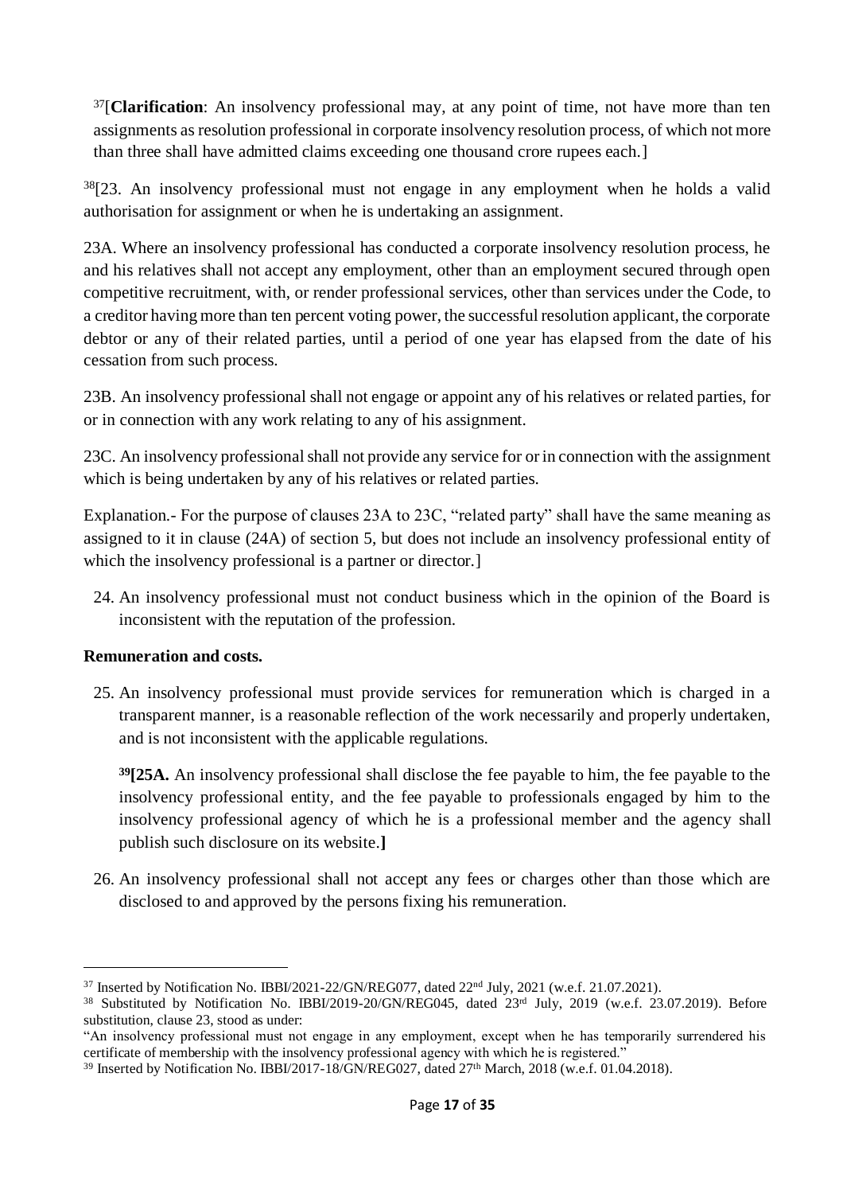[37][**Clarification**: An insolvency professional may, at any point of time, not have more than ten assignments as resolution professional in corporate insolvency resolution process, of which not more than three shall have admitted claims exceeding one thousand crore rupees each.]

[38][23. An insolvency professional must not engage in any employment when he holds a valid authorisation for assignment or when he is undertaking an assignment.

23A. Where an insolvency professional has conducted a corporate insolvency resolution process, he and his relatives shall not accept any employment, other than an employment secured through open competitive recruitment, with, or render professional services, other than services under the Code, to a creditor having more than ten percent voting power, the successful resolution applicant, the corporate debtor or any of their related parties, until a period of one year has elapsed from the date of his cessation from such process.

23B. An insolvency professional shall not engage or appoint any of his relatives or related parties, for or in connection with any work relating to any of his assignment.

23C. An insolvency professional shall not provide any service for or in connection with the assignment which is being undertaken by any of his relatives or related parties.

Explanation.- For the purpose of clauses 23A to 23C, "related party" shall have the same meaning as assigned to it in clause (24A) of section 5, but does not include an insolvency professional entity of which the insolvency professional is a partner or director.]

24. An insolvency professional must not conduct business which in the opinion of the Board is inconsistent with the reputation of the profession.

**Remuneration and costs.**

25. An insolvency professional must provide services for remuneration which is charged in a transparent manner, is a reasonable reflection of the work necessarily and properly undertaken, and is not inconsistent with the applicable regulations.

    **[39][25A.** An insolvency professional shall disclose the fee payable to him, the fee payable to the insolvency professional entity, and the fee payable to professionals engaged by him to the insolvency professional agency of which he is a professional member and the agency shall publish such disclosure on its website.**]**

26. An insolvency professional shall not accept any fees or charges other than those which are disclosed to and approved by the persons fixing his remuneration.

---

[37] Inserted by Notification No. IBBI/2021-22/GN/REG077, dated 22nd July, 2021 (w.e.f. 21.07.2021).

[38] Substituted by Notification No. IBBI/2019-20/GN/REG045, dated 23rd July, 2019 (w.e.f. 23.07.2019). Before substitution, clause 23, stood as under:

"An insolvency professional must not engage in any employment, except when he has temporarily surrendered his certificate of membership with the insolvency professional agency with which he is registered."

[39] Inserted by Notification No. IBBI/2017-18/GN/REG027, dated 27th March, 2018 (w.e.f. 01.04.2018).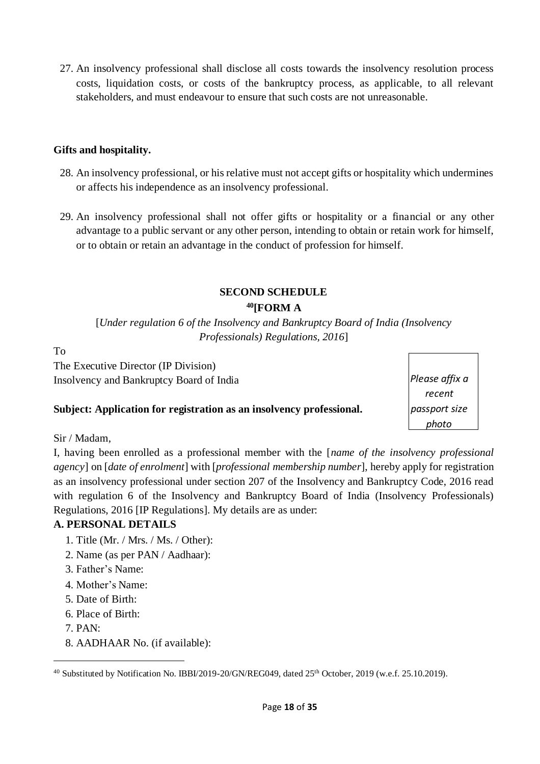27. An insolvency professional shall disclose all costs towards the insolvency resolution process costs, liquidation costs, or costs of the bankruptcy process, as applicable, to all relevant stakeholders, and must endeavour to ensure that such costs are not unreasonable.

**Gifts and hospitality.**

28. An insolvency professional, or his relative must not accept gifts or hospitality which undermines or affects his independence as an insolvency professional.

29. An insolvency professional shall not offer gifts or hospitality or a financial or any other advantage to a public servant or any other person, intending to obtain or retain work for himself, or to obtain or retain an advantage in the conduct of profession for himself.

## SECOND SCHEDULE

### [40][FORM A

[*Under regulation 6 of the Insolvency and Bankruptcy Board of India (Insolvency Professionals) Regulations, 2016*]

To
The Executive Director (IP Division)
Insolvency and Bankruptcy Board of India

*Please affix a recent passport size photo*

**Subject: Application for registration as an insolvency professional.**

Sir / Madam,

I, having been enrolled as a professional member with the [*name of the insolvency professional agency*] on [*date of enrolment*] with [*professional membership number*], hereby apply for registration as an insolvency professional under section 207 of the Insolvency and Bankruptcy Code, 2016 read with regulation 6 of the Insolvency and Bankruptcy Board of India (Insolvency Professionals) Regulations, 2016 [IP Regulations]. My details are as under:

**A. PERSONAL DETAILS**

1. Title (Mr. / Mrs. / Ms. / Other):
2. Name (as per PAN / Aadhaar):
3. Father's Name:
4. Mother's Name:
5. Date of Birth:
6. Place of Birth:
7. PAN:
8. AADHAAR No. (if available):

---

[40] Substituted by Notification No. IBBI/2019-20/GN/REG049, dated 25th October, 2019 (w.e.f. 25.10.2019).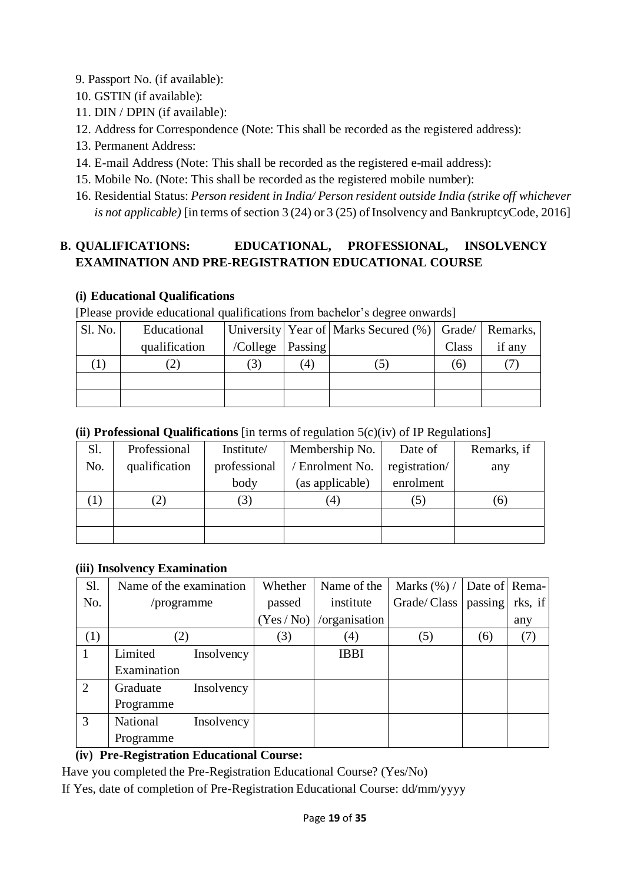9. Passport No. (if available):
10. GSTIN (if available):
11. DIN / DPIN (if available):
12. Address for Correspondence (Note: This shall be recorded as the registered address):
13. Permanent Address:
14. E-mail Address (Note: This shall be recorded as the registered e-mail address):
15. Mobile No. (Note: This shall be recorded as the registered mobile number):
16. Residential Status: *Person resident in India/ Person resident outside India (strike off whichever is not applicable)* [in terms of section 3 (24) or 3 (25) of Insolvency and BankruptcyCode, 2016]

## B. QUALIFICATIONS: EDUCATIONAL, PROFESSIONAL, INSOLVENCY EXAMINATION AND PRE-REGISTRATION EDUCATIONAL COURSE

### (i) Educational Qualifications

[Please provide educational qualifications from bachelor's degree onwards]

| Sl. No. | Educational qualification | University /College | Year of Passing | Marks Secured (%) | Grade/ Class | Remarks, if any |
|---|---|---|---|---|---|---|
| (1) | (2) | (3) | (4) | (5) | (6) | (7) |
| | | | | | | |
| | | | | | | |

### (ii) Professional Qualifications [in terms of regulation 5(c)(iv) of IP Regulations]

| Sl. No. | Professional qualification | Institute/ professional body | Membership No. / Enrolment No. (as applicable) | Date of registration/ enrolment | Remarks, if any |
|---|---|---|---|---|---|
| (1) | (2) | (3) | (4) | (5) | (6) |
| | | | | | |
| | | | | | |

### (iii) Insolvency Examination

| Sl. No. | Name of the examination /programme | Whether passed (Yes / No) | Name of the institute /organisation | Marks (%) / Grade/ Class | Date of passing | Remarks, if any |
|---|---|---|---|---|---|---|
| (1) | (2) | (3) | (4) | (5) | (6) | (7) |
| 1 | Limited Insolvency Examination | | IBBI | | | |
| 2 | Graduate Insolvency Programme | | | | | |
| 3 | National Insolvency Programme | | | | | |

### (iv) Pre-Registration Educational Course:

Have you completed the Pre-Registration Educational Course? (Yes/No)

If Yes, date of completion of Pre-Registration Educational Course: dd/mm/yyyy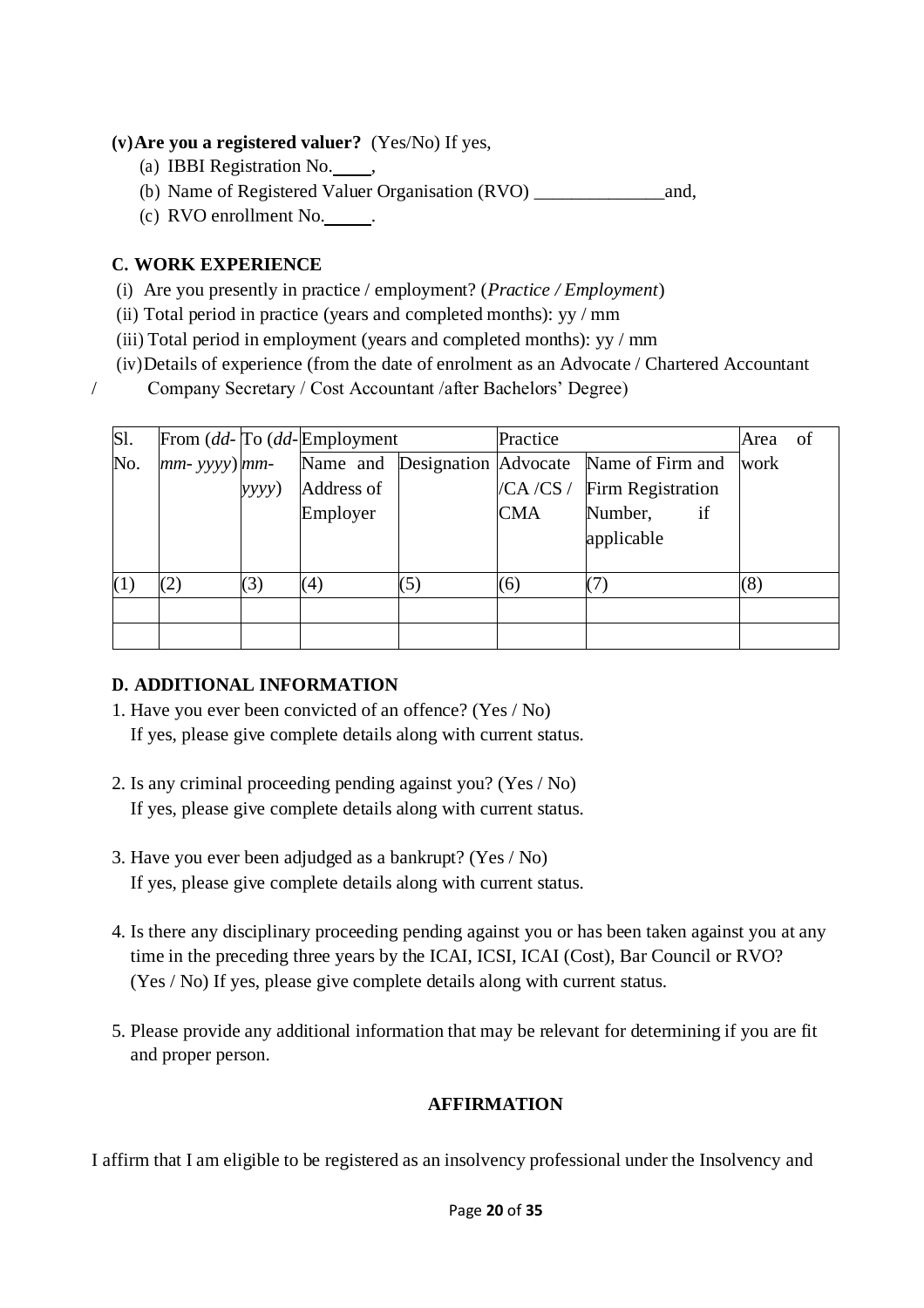**(v) Are you a registered valuer?** (Yes/No) If yes,

(a) IBBI Registration No.____,

(b) Name of Registered Valuer Organisation (RVO) ______________and,

(c) RVO enrollment No._____.

### C. WORK EXPERIENCE

(i) Are you presently in practice / employment? (*Practice / Employment*)

(ii) Total period in practice (years and completed months): yy / mm

(iii) Total period in employment (years and completed months): yy / mm

(iv) Details of experience (from the date of enrolment as an Advocate / Chartered Accountant / Company Secretary / Cost Accountant /after Bachelors' Degree)

| Sl. No. | From (*dd-mm- yyyy*) | To (*dd-mm-yyyy*) | Employment | | Practice | | Area of work |
|---|---|---|---|---|---|---|---|
| | | | Name and Address of Employer | Designation | Advocate /CA /CS / CMA | Name of Firm and Firm Registration Number, if applicable | |
| (1) | (2) | (3) | (4) | (5) | (6) | (7) | (8) |
| | | | | | | | |
| | | | | | | | |

### D. ADDITIONAL INFORMATION

1. Have you ever been convicted of an offence? (Yes / No)
   If yes, please give complete details along with current status.

2. Is any criminal proceeding pending against you? (Yes / No)
   If yes, please give complete details along with current status.

3. Have you ever been adjudged as a bankrupt? (Yes / No)
   If yes, please give complete details along with current status.

4. Is there any disciplinary proceeding pending against you or has been taken against you at any time in the preceding three years by the ICAI, ICSI, ICAI (Cost), Bar Council or RVO? (Yes / No) If yes, please give complete details along with current status.

5. Please provide any additional information that may be relevant for determining if you are fit and proper person.

### AFFIRMATION

I affirm that I am eligible to be registered as an insolvency professional under the Insolvency and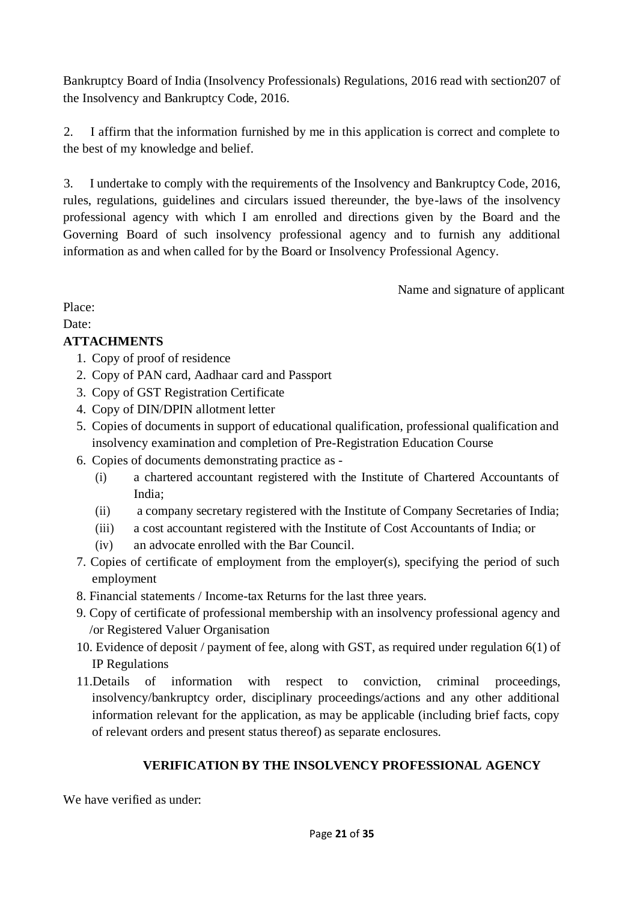Bankruptcy Board of India (Insolvency Professionals) Regulations, 2016 read with section207 of the Insolvency and Bankruptcy Code, 2016.

2. I affirm that the information furnished by me in this application is correct and complete to the best of my knowledge and belief.

3. I undertake to comply with the requirements of the Insolvency and Bankruptcy Code, 2016, rules, regulations, guidelines and circulars issued thereunder, the bye-laws of the insolvency professional agency with which I am enrolled and directions given by the Board and the Governing Board of such insolvency professional agency and to furnish any additional information as and when called for by the Board or Insolvency Professional Agency.

Name and signature of applicant

Place:

Date:

**ATTACHMENTS**

1. Copy of proof of residence
2. Copy of PAN card, Aadhaar card and Passport
3. Copy of GST Registration Certificate
4. Copy of DIN/DPIN allotment letter
5. Copies of documents in support of educational qualification, professional qualification and insolvency examination and completion of Pre-Registration Education Course
6. Copies of documents demonstrating practice as -
   - (i) a chartered accountant registered with the Institute of Chartered Accountants of India;
   - (ii) a company secretary registered with the Institute of Company Secretaries of India;
   - (iii) a cost accountant registered with the Institute of Cost Accountants of India; or
   - (iv) an advocate enrolled with the Bar Council.
7. Copies of certificate of employment from the employer(s), specifying the period of such employment
8. Financial statements / Income-tax Returns for the last three years.
9. Copy of certificate of professional membership with an insolvency professional agency and /or Registered Valuer Organisation
10. Evidence of deposit / payment of fee, along with GST, as required under regulation 6(1) of IP Regulations
11. Details of information with respect to conviction, criminal proceedings, insolvency/bankruptcy order, disciplinary proceedings/actions and any other additional information relevant for the application, as may be applicable (including brief facts, copy of relevant orders and present status thereof) as separate enclosures.

**VERIFICATION BY THE INSOLVENCY PROFESSIONAL AGENCY**

We have verified as under: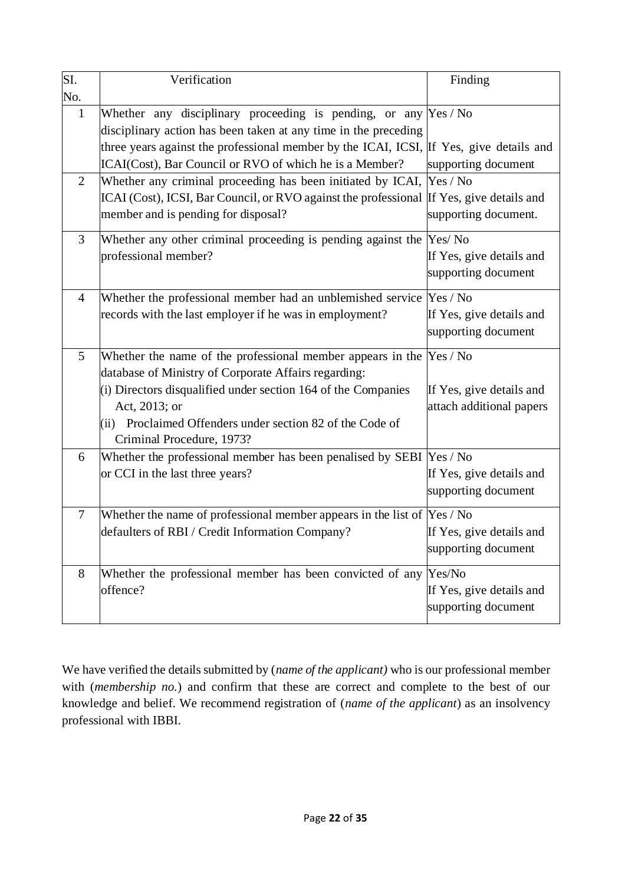| SI. No. | Verification | Finding |
|---|---|---|
| 1 | Whether any disciplinary proceeding is pending, or any disciplinary action has been taken at any time in the preceding three years against the professional member by the ICAI, ICSI, ICAI(Cost), Bar Council or RVO of which he is a Member? | Yes / No<br>If Yes, give details and supporting document |
| 2 | Whether any criminal proceeding has been initiated by ICAI, ICAI (Cost), ICSI, Bar Council, or RVO against the professional member and is pending for disposal? | Yes / No<br>If Yes, give details and supporting document. |
| 3 | Whether any other criminal proceeding is pending against the professional member? | Yes/ No<br>If Yes, give details and supporting document |
| 4 | Whether the professional member had an unblemished service records with the last employer if he was in employment? | Yes / No<br>If Yes, give details and supporting document |
| 5 | Whether the name of the professional member appears in the database of Ministry of Corporate Affairs regarding:<br>(i) Directors disqualified under section 164 of the Companies Act, 2013; or<br>(ii) Proclaimed Offenders under section 82 of the Code of Criminal Procedure, 1973? | Yes / No<br>If Yes, give details and attach additional papers |
| 6 | Whether the professional member has been penalised by SEBI or CCI in the last three years? | Yes / No<br>If Yes, give details and supporting document |
| 7 | Whether the name of professional member appears in the list of defaulters of RBI / Credit Information Company? | Yes / No<br>If Yes, give details and supporting document |
| 8 | Whether the professional member has been convicted of any offence? | Yes/No<br>If Yes, give details and supporting document |

We have verified the details submitted by (*name of the applicant)* who is our professional member with (*membership no.*) and confirm that these are correct and complete to the best of our knowledge and belief. We recommend registration of (*name of the applicant*) as an insolvency professional with IBBI.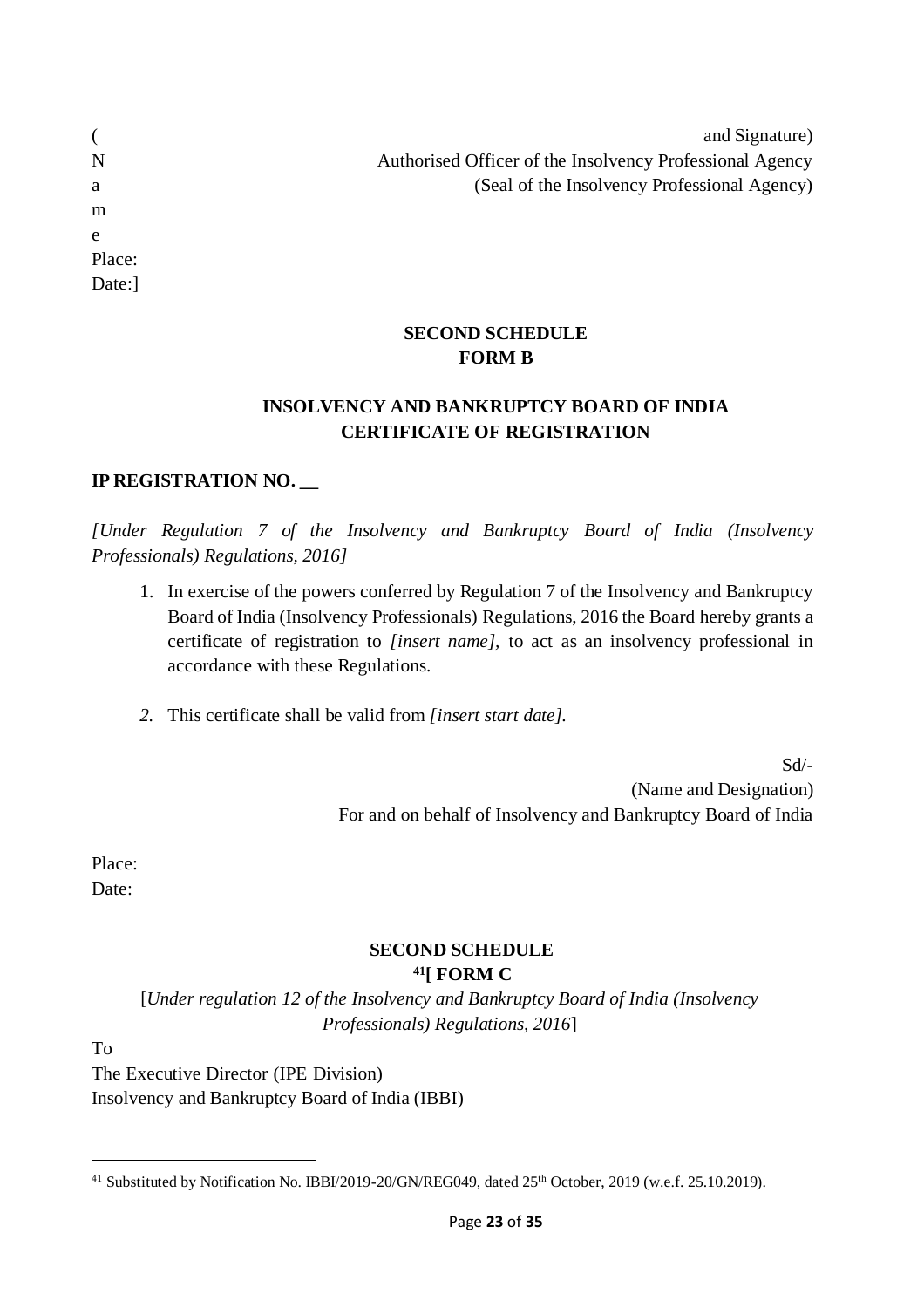(Name and Signature)
Authorised Officer of the Insolvency Professional Agency
(Seal of the Insolvency Professional Agency)

Place:
Date:]

**SECOND SCHEDULE**
**FORM B**

**INSOLVENCY AND BANKRUPTCY BOARD OF INDIA**
**CERTIFICATE OF REGISTRATION**

**IP REGISTRATION NO. __**

*[Under Regulation 7 of the Insolvency and Bankruptcy Board of India (Insolvency Professionals) Regulations, 2016]*

1. In exercise of the powers conferred by Regulation 7 of the Insolvency and Bankruptcy Board of India (Insolvency Professionals) Regulations, 2016 the Board hereby grants a certificate of registration to *[insert name],* to act as an insolvency professional in accordance with these Regulations.

2. This certificate shall be valid from *[insert start date].*

Sd/-
(Name and Designation)
For and on behalf of Insolvency and Bankruptcy Board of India

Place:
Date:

**SECOND SCHEDULE**
**[41][ FORM C**

[*Under regulation 12 of the Insolvency and Bankruptcy Board of India (Insolvency Professionals) Regulations, 2016*]

To
The Executive Director (IPE Division)
Insolvency and Bankruptcy Board of India (IBBI)

---

[41] Substituted by Notification No. IBBI/2019-20/GN/REG049, dated 25th October, 2019 (w.e.f. 25.10.2019).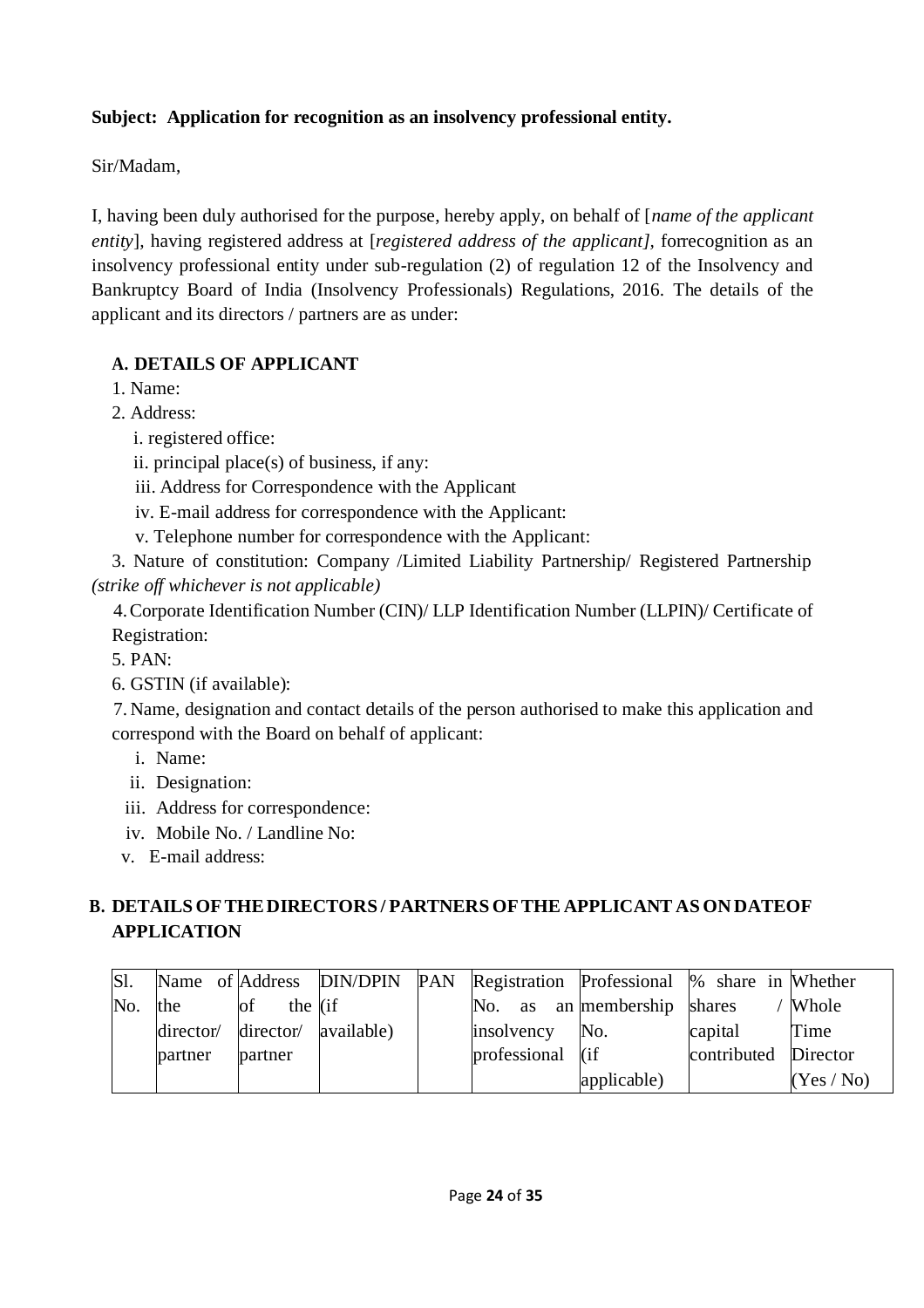**Subject: Application for recognition as an insolvency professional entity.**

Sir/Madam,

I, having been duly authorised for the purpose, hereby apply, on behalf of [*name of the applicant entity*], having registered address at [*registered address of the applicant]*, forrecognition as an insolvency professional entity under sub-regulation (2) of regulation 12 of the Insolvency and Bankruptcy Board of India (Insolvency Professionals) Regulations, 2016. The details of the applicant and its directors / partners are as under:

**A. DETAILS OF APPLICANT**

1. Name:
2. Address:
   i. registered office:
   ii. principal place(s) of business, if any:
   iii. Address for Correspondence with the Applicant
   iv. E-mail address for correspondence with the Applicant:
   v. Telephone number for correspondence with the Applicant:
3. Nature of constitution: Company /Limited Liability Partnership/ Registered Partnership *(strike off whichever is not applicable)*
4. Corporate Identification Number (CIN)/ LLP Identification Number (LLPIN)/ Certificate of Registration:
5. PAN:
6. GSTIN (if available):
7. Name, designation and contact details of the person authorised to make this application and correspond with the Board on behalf of applicant:
   i. Name:
   ii. Designation:
   iii. Address for correspondence:
   iv. Mobile No. / Landline No:
   v. E-mail address:

**B. DETAILS OF THE DIRECTORS / PARTNERS OF THE APPLICANT AS ON DATEOF APPLICATION**

| Sl. No. | Name of the director/ partner | Address of the director/ partner | DIN/DPIN (if available) | PAN | Registration No. as an insolvency professional | Professional membership No. (if applicable) | % share in shares / capital contributed | Whether Whole Time Director (Yes / No) |
|---|---|---|---|---|---|---|---|---|
| | | | | | | | | |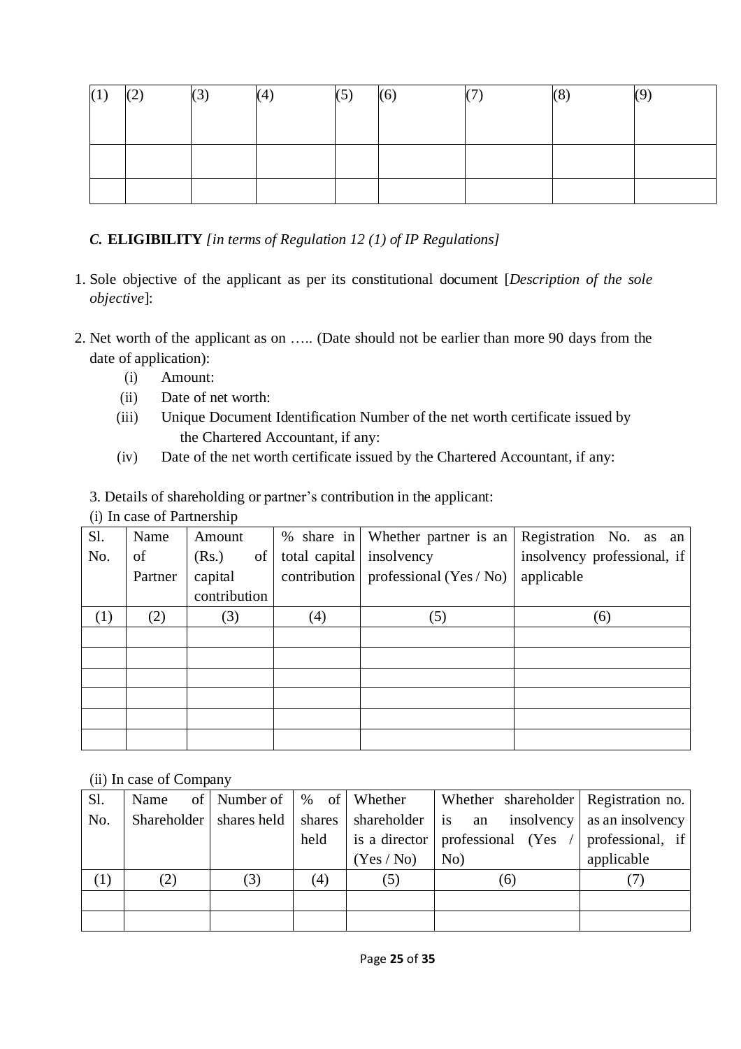| (1) | (2) | (3) | (4) | (5) | (6) | (7) | (8) | (9) |
|---|---|---|---|---|---|---|---|---|
| | | | | | | | | |
| | | | | | | | | |

***C.* ELIGIBILITY** *[in terms of Regulation 12 (1) of IP Regulations]*

1. Sole objective of the applicant as per its constitutional document [*Description of the sole objective*]:

2. Net worth of the applicant as on ….. (Date should not be earlier than more 90 days from the date of application):
   - (i) Amount:
   - (ii) Date of net worth:
   - (iii) Unique Document Identification Number of the net worth certificate issued by the Chartered Accountant, if any:
   - (iv) Date of the net worth certificate issued by the Chartered Accountant, if any:

3. Details of shareholding or partner's contribution in the applicant:

(i) In case of Partnership

| Sl. No. | Name of Partner | Amount (Rs.) of capital contribution | % share in total capital contribution | Whether partner is an insolvency professional (Yes / No) | Registration No. as an insolvency professional, if applicable |
|---|---|---|---|---|---|
| (1) | (2) | (3) | (4) | (5) | (6) |
| | | | | | |
| | | | | | |
| | | | | | |
| | | | | | |
| | | | | | |
| | | | | | |

(ii) In case of Company

| Sl. No. | Name of Shareholder | Number of shares held | % of shares held | Whether shareholder is a director (Yes / No) | Whether shareholder is an insolvency professional (Yes / No) | Registration no. as an insolvency professional, if applicable |
|---|---|---|---|---|---|---|
| (1) | (2) | (3) | (4) | (5) | (6) | (7) |
| | | | | | | |
| | | | | | | |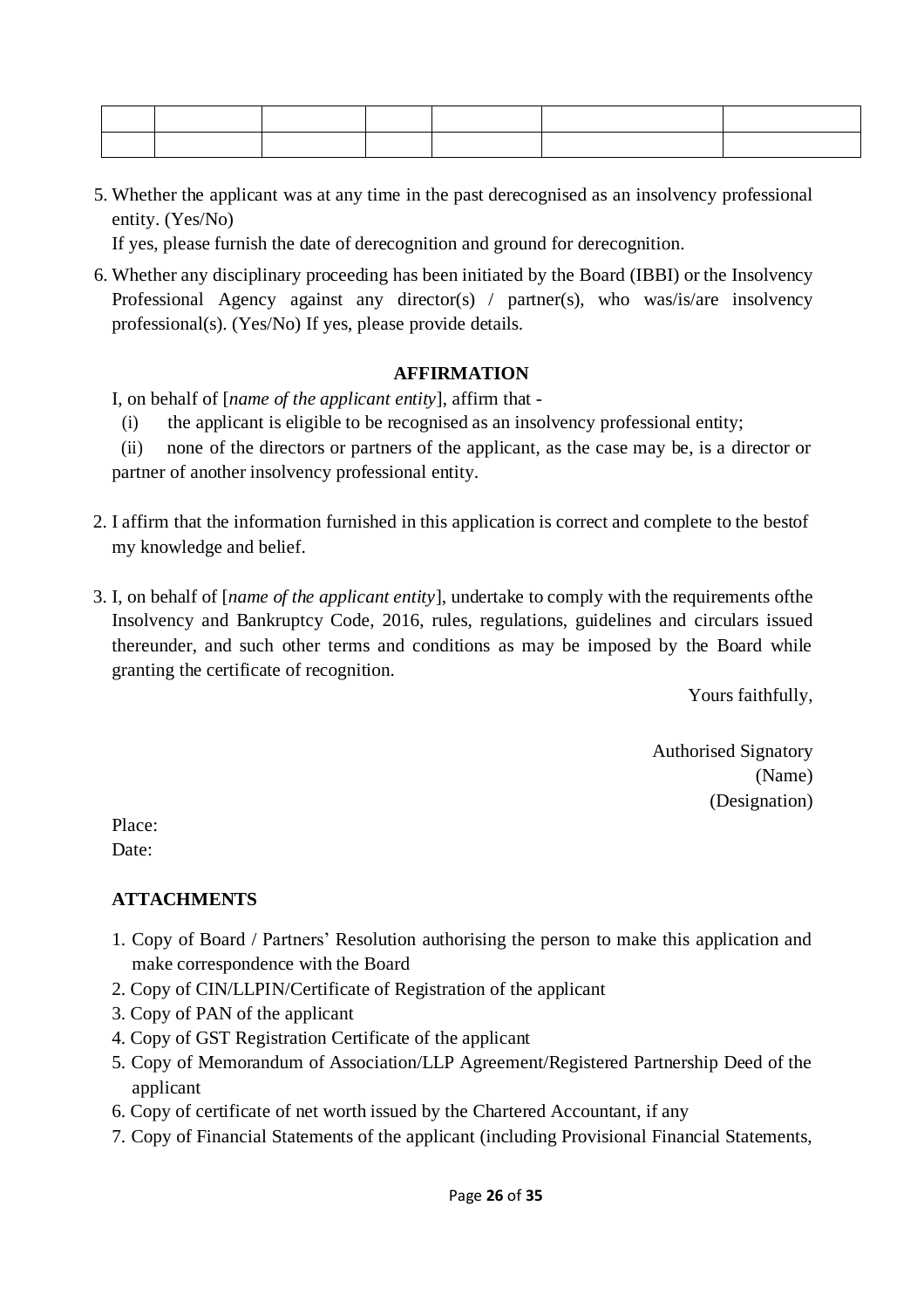| | | | | | | |
|---|---|---|---|---|---|---|
| | | | | | | |

5. Whether the applicant was at any time in the past derecognised as an insolvency professional entity. (Yes/No)

   If yes, please furnish the date of derecognition and ground for derecognition.

6. Whether any disciplinary proceeding has been initiated by the Board (IBBI) or the Insolvency Professional Agency against any director(s) / partner(s), who was/is/are insolvency professional(s). (Yes/No) If yes, please provide details.

**AFFIRMATION**

I, on behalf of [*name of the applicant entity*], affirm that -

(i) the applicant is eligible to be recognised as an insolvency professional entity;

(ii) none of the directors or partners of the applicant, as the case may be, is a director or partner of another insolvency professional entity.

2. I affirm that the information furnished in this application is correct and complete to the bestof my knowledge and belief.

3. I, on behalf of [*name of the applicant entity*], undertake to comply with the requirements ofthe Insolvency and Bankruptcy Code, 2016, rules, regulations, guidelines and circulars issued thereunder, and such other terms and conditions as may be imposed by the Board while granting the certificate of recognition.

Yours faithfully,

Authorised Signatory
(Name)
(Designation)

Place:
Date:

**ATTACHMENTS**

1. Copy of Board / Partners' Resolution authorising the person to make this application and make correspondence with the Board
2. Copy of CIN/LLPIN/Certificate of Registration of the applicant
3. Copy of PAN of the applicant
4. Copy of GST Registration Certificate of the applicant
5. Copy of Memorandum of Association/LLP Agreement/Registered Partnership Deed of the applicant
6. Copy of certificate of net worth issued by the Chartered Accountant, if any
7. Copy of Financial Statements of the applicant (including Provisional Financial Statements,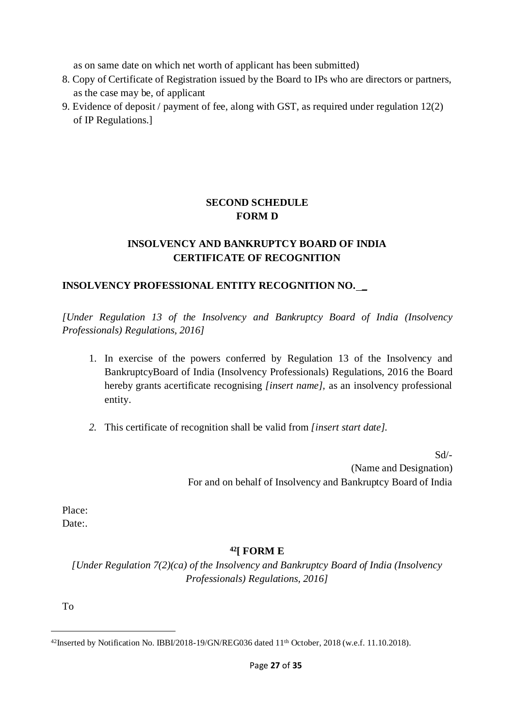as on same date on which net worth of applicant has been submitted)

8. Copy of Certificate of Registration issued by the Board to IPs who are directors or partners, as the case may be, of applicant
9. Evidence of deposit / payment of fee, along with GST, as required under regulation 12(2) of IP Regulations.]

**SECOND SCHEDULE**
**FORM D**

**INSOLVENCY AND BANKRUPTCY BOARD OF INDIA**
**CERTIFICATE OF RECOGNITION**

**INSOLVENCY PROFESSIONAL ENTITY RECOGNITION NO.__**

*[Under Regulation 13 of the Insolvency and Bankruptcy Board of India (Insolvency Professionals) Regulations, 2016]*

1. In exercise of the powers conferred by Regulation 13 of the Insolvency and BankruptcyBoard of India (Insolvency Professionals) Regulations, 2016 the Board hereby grants acertificate recognising *[insert name],* as an insolvency professional entity.

2. This certificate of recognition shall be valid from *[insert start date].*

Sd/-
(Name and Designation)
For and on behalf of Insolvency and Bankruptcy Board of India

Place:
Date:.

**[42][ FORM E**

*[Under Regulation 7(2)(ca) of the Insolvency and Bankruptcy Board of India (Insolvency Professionals) Regulations, 2016]*

To

---

[42]Inserted by Notification No. IBBI/2018-19/GN/REG036 dated 11th October, 2018 (w.e.f. 11.10.2018).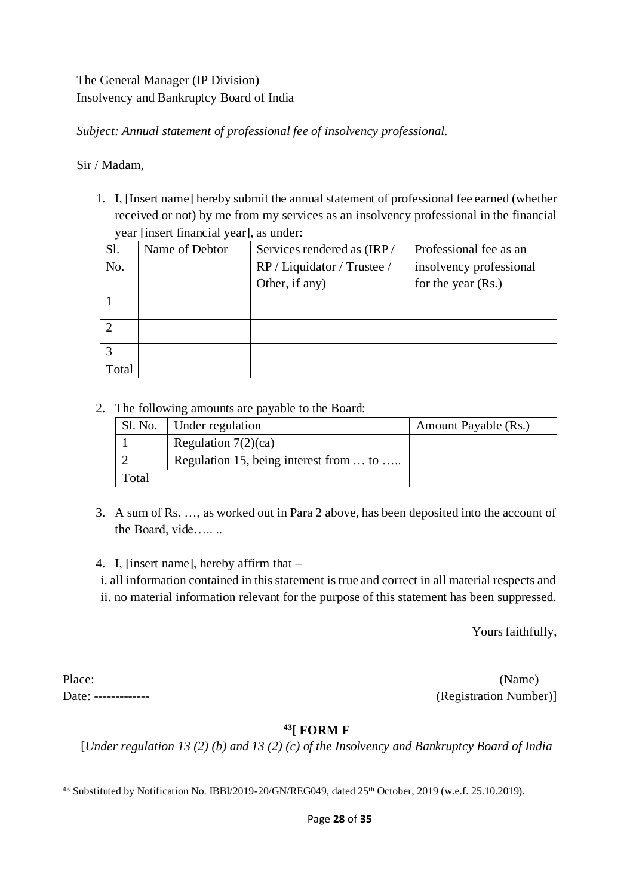The General Manager (IP Division)
Insolvency and Bankruptcy Board of India

*Subject: Annual statement of professional fee of insolvency professional.*

Sir / Madam,

1. I, [Insert name] hereby submit the annual statement of professional fee earned (whether received or not) by me from my services as an insolvency professional in the financial year [insert financial year], as under:

| Sl. No. | Name of Debtor | Services rendered as (IRP / RP / Liquidator / Trustee / Other, if any) | Professional fee as an insolvency professional for the year (Rs.) |
|---|---|---|---|
| 1 | | | |
| 2 | | | |
| 3 | | | |
| Total | | | |

2. The following amounts are payable to the Board:

| Sl. No. | Under regulation | Amount Payable (Rs.) |
|---|---|---|
| 1 | Regulation 7(2)(ca) | |
| 2 | Regulation 15, being interest from … to ….. | |
| Total | | |

3. A sum of Rs. …, as worked out in Para 2 above, has been deposited into the account of the Board, vide….. ..

4. I, [insert name], hereby affirm that –

i. all information contained in this statement is true and correct in all material respects and
ii. no material information relevant for the purpose of this statement has been suppressed.

Yours faithfully,
-----------

Place:
Date: -------------

(Name)
(Registration Number)]

### [43][ FORM F

[*Under regulation 13 (2) (b) and 13 (2) (c) of the Insolvency and Bankruptcy Board of India*

---

[43] Substituted by Notification No. IBBI/2019-20/GN/REG049, dated 25th October, 2019 (w.e.f. 25.10.2019).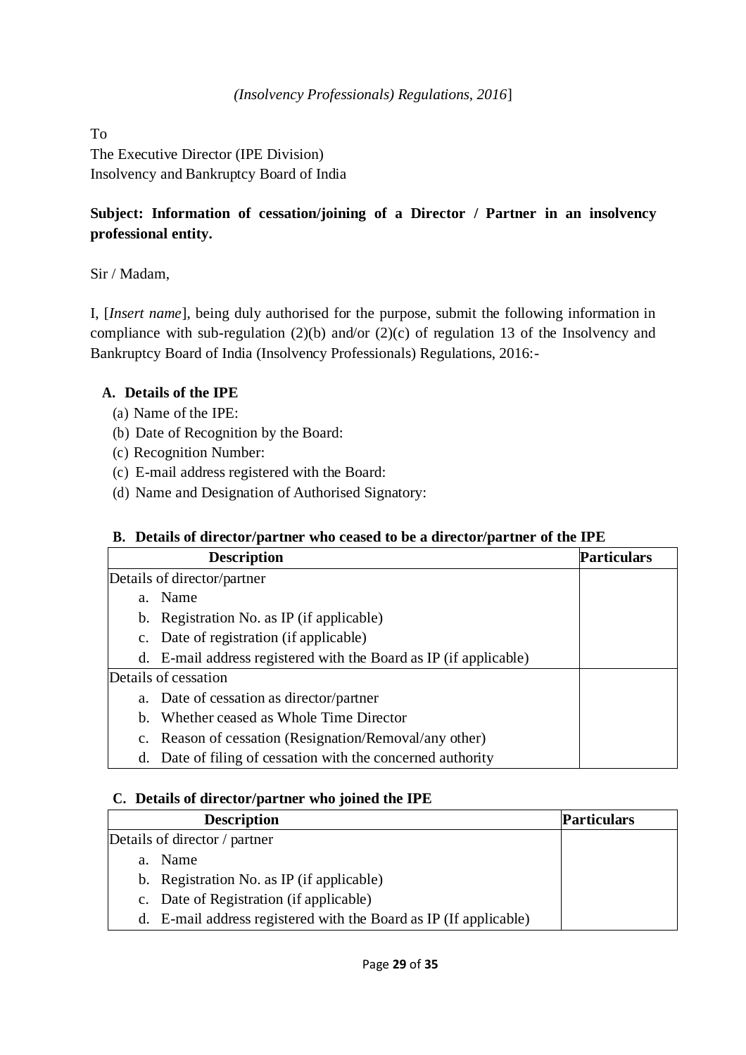*(Insolvency Professionals) Regulations, 2016*]

To
The Executive Director (IPE Division)
Insolvency and Bankruptcy Board of India

**Subject: Information of cessation/joining of a Director / Partner in an insolvency professional entity.**

Sir / Madam,

I, [*Insert name*], being duly authorised for the purpose, submit the following information in compliance with sub-regulation (2)(b) and/or (2)(c) of regulation 13 of the Insolvency and Bankruptcy Board of India (Insolvency Professionals) Regulations, 2016:-

**A. Details of the IPE**

(a) Name of the IPE:
(b) Date of Recognition by the Board:
(c) Recognition Number:
(c) E-mail address registered with the Board:
(d) Name and Designation of Authorised Signatory:

**B. Details of director/partner who ceased to be a director/partner of the IPE**

| Description | Particulars |
|---|---|
| Details of director/partner | |
| a. Name | |
| b. Registration No. as IP (if applicable) | |
| c. Date of registration (if applicable) | |
| d. E-mail address registered with the Board as IP (if applicable) | |
| Details of cessation | |
| a. Date of cessation as director/partner | |
| b. Whether ceased as Whole Time Director | |
| c. Reason of cessation (Resignation/Removal/any other) | |
| d. Date of filing of cessation with the concerned authority | |

**C. Details of director/partner who joined the IPE**

| Description | Particulars |
|---|---|
| Details of director / partner | |
| a. Name | |
| b. Registration No. as IP (if applicable) | |
| c. Date of Registration (if applicable) | |
| d. E-mail address registered with the Board as IP (If applicable) | |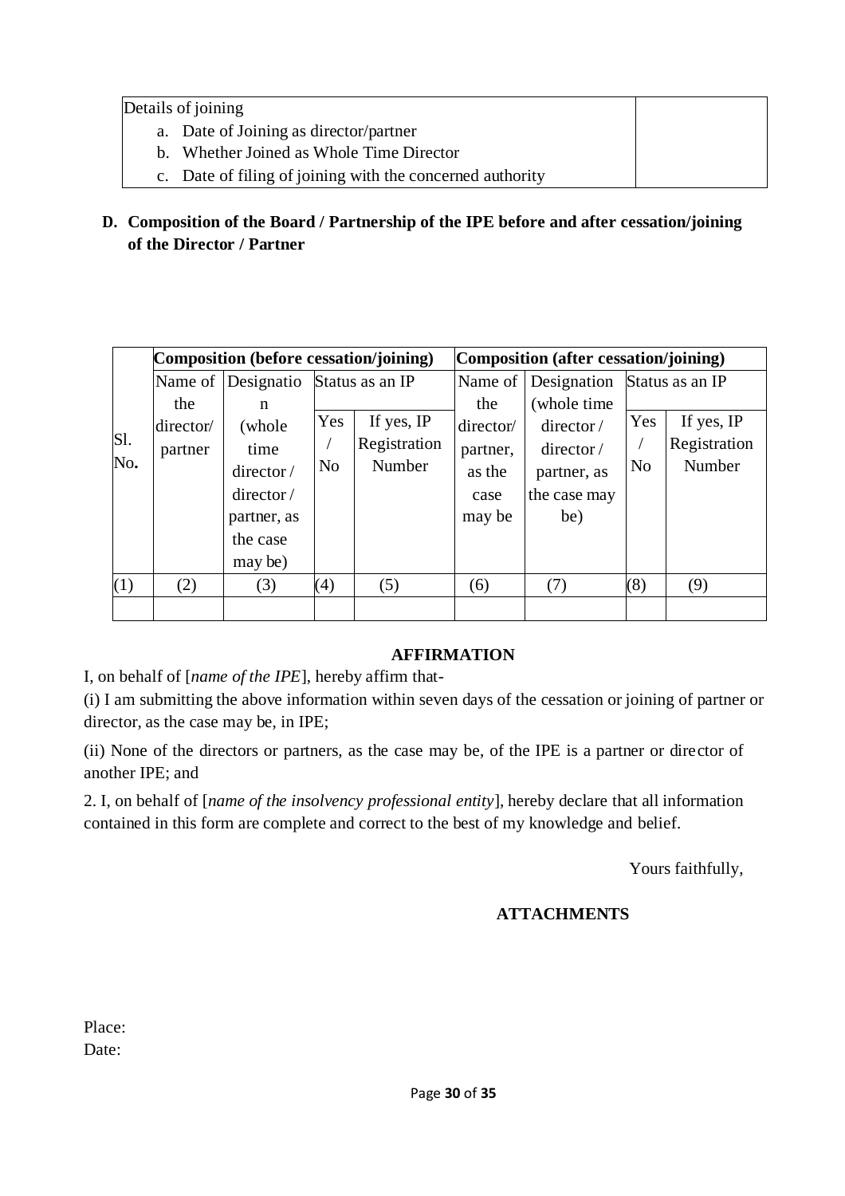| Details of joining<br>a. Date of Joining as director/partner<br>b. Whether Joined as Whole Time Director<br>c. Date of filing of joining with the concerned authority | |
|---|---|

**D. Composition of the Board / Partnership of the IPE before and after cessation/joining of the Director / Partner**

| Sl. No. | Composition (before cessation/joining) | | | | Composition (after cessation/joining) | | | |
|---|---|---|---|---|---|---|---|---|
| | Name of the director/ partner | Designation (whole time director / director / partner, as the case may be) | Status as an IP | | Name of the director/ partner, as the case may be | Designation (whole time director / director / partner, as the case may be) | Status as an IP | |
| | | | Yes / No | If yes, IP Registration Number | | | Yes / No | If yes, IP Registration Number |
| (1) | (2) | (3) | (4) | (5) | (6) | (7) | (8) | (9) |
| | | | | | | | | |

**AFFIRMATION**

I, on behalf of [*name of the IPE*], hereby affirm that-

(i) I am submitting the above information within seven days of the cessation or joining of partner or director, as the case may be, in IPE;

(ii) None of the directors or partners, as the case may be, of the IPE is a partner or director of another IPE; and

2. I, on behalf of [*name of the insolvency professional entity*], hereby declare that all information contained in this form are complete and correct to the best of my knowledge and belief.

Yours faithfully,

**ATTACHMENTS**

Place:
Date: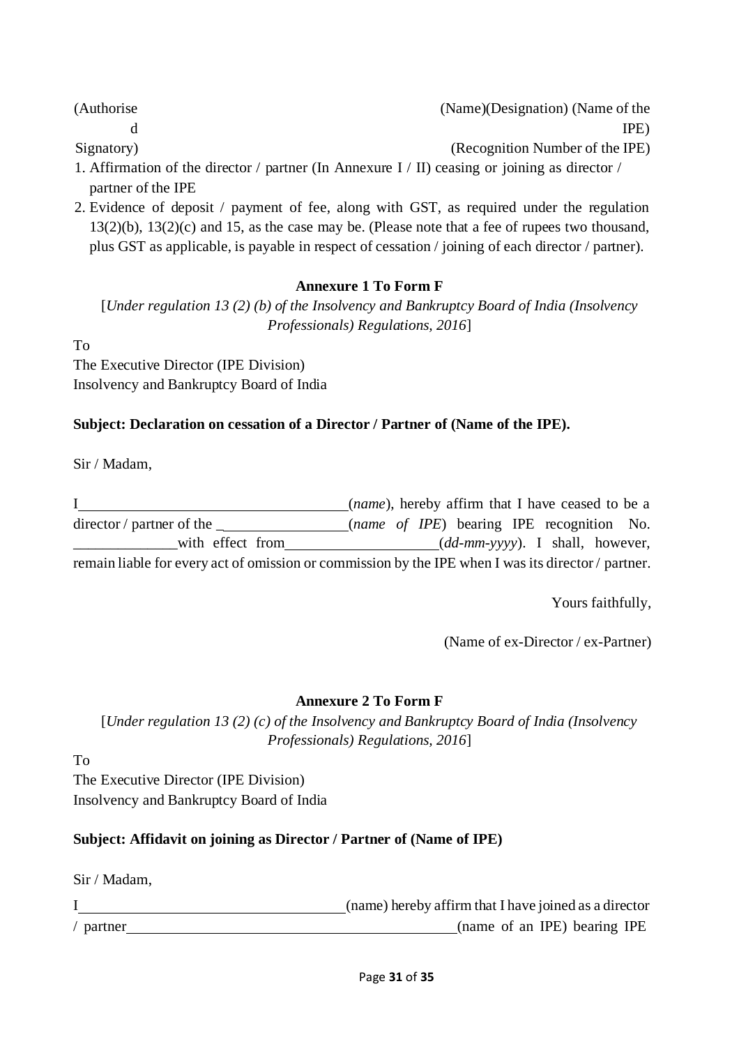| (Authorised Signatory) | (Name)(Designation) (Name of the IPE) (Recognition Number of the IPE) |
|---|---|

1. Affirmation of the director / partner (In Annexure I / II) ceasing or joining as director / partner of the IPE
2. Evidence of deposit / payment of fee, along with GST, as required under the regulation 13(2)(b), 13(2)(c) and 15, as the case may be. (Please note that a fee of rupees two thousand, plus GST as applicable, is payable in respect of cessation / joining of each director / partner).

**Annexure 1 To Form F**

[*Under regulation 13 (2) (b) of the Insolvency and Bankruptcy Board of India (Insolvency Professionals) Regulations, 2016*]

To
The Executive Director (IPE Division)
Insolvency and Bankruptcy Board of India

**Subject: Declaration on cessation of a Director / Partner of (Name of the IPE).**

Sir / Madam,

I\_\_\_\_\_\_\_\_\_\_\_\_\_\_\_\_\_\_\_\_\_\_\_\_\_\_\_\_\_\_\_\_\_\_\_(*name*), hereby affirm that I have ceased to be a director / partner of the \_\_\_\_\_\_\_\_\_\_\_\_\_\_\_\_\_\_(*name of IPE*) bearing IPE recognition No. \_\_\_\_\_\_\_\_\_\_\_\_\_\_with effect from\_\_\_\_\_\_\_\_\_\_\_\_\_\_\_\_\_\_\_\_(*dd-mm-yyyy*). I shall, however, remain liable for every act of omission or commission by the IPE when I was its director / partner.

Yours faithfully,

(Name of ex-Director / ex-Partner)

**Annexure 2 To Form F**

[*Under regulation 13 (2) (c) of the Insolvency and Bankruptcy Board of India (Insolvency Professionals) Regulations, 2016*]

To
The Executive Director (IPE Division)
Insolvency and Bankruptcy Board of India

**Subject: Affidavit on joining as Director / Partner of (Name of IPE)**

Sir / Madam,

I\_\_\_\_\_\_\_\_\_\_\_\_\_\_\_\_\_\_\_\_\_\_\_\_\_\_\_\_\_\_\_\_\_\_\_(name) hereby affirm that I have joined as a director / partner\_\_\_\_\_\_\_\_\_\_\_\_\_\_\_\_\_\_\_\_\_\_\_\_\_\_\_\_\_\_\_\_\_\_\_\_\_\_\_\_\_\_\_(name of an IPE) bearing IPE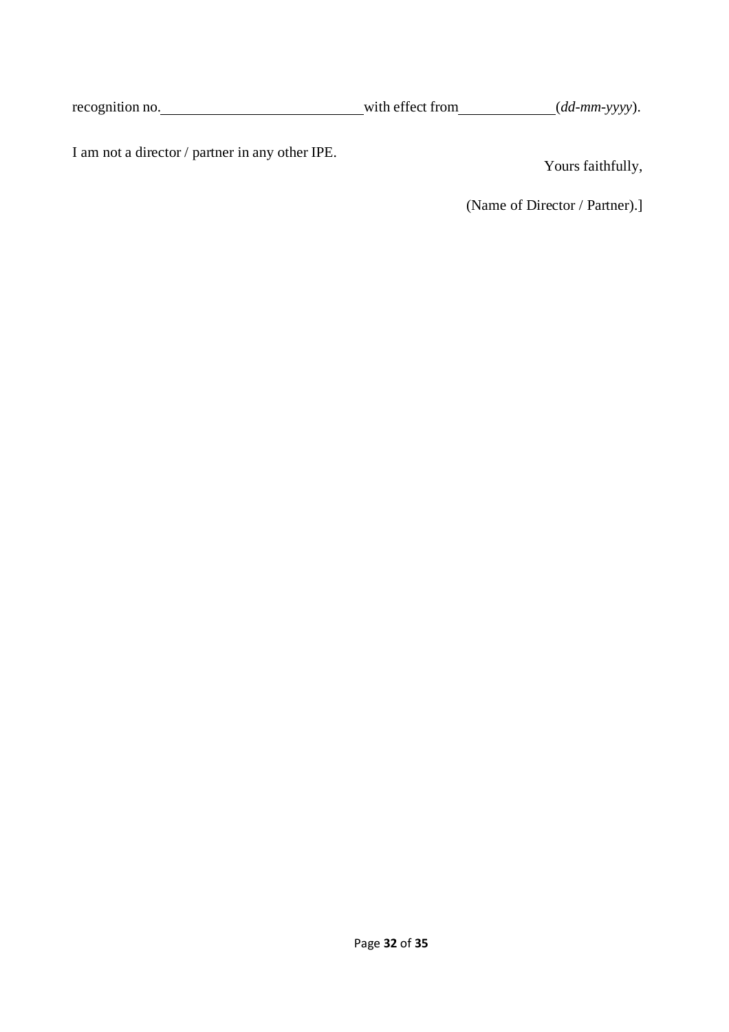recognition no.\_\_\_\_\_\_\_\_\_\_\_\_\_\_\_\_\_\_\_\_\_\_\_\_\_\_with effect from\_\_\_\_\_\_\_\_\_\_\_\_\_(*dd-mm-yyyy*).

I am not a director / partner in any other IPE.

Yours faithfully,

(Name of Director / Partner).]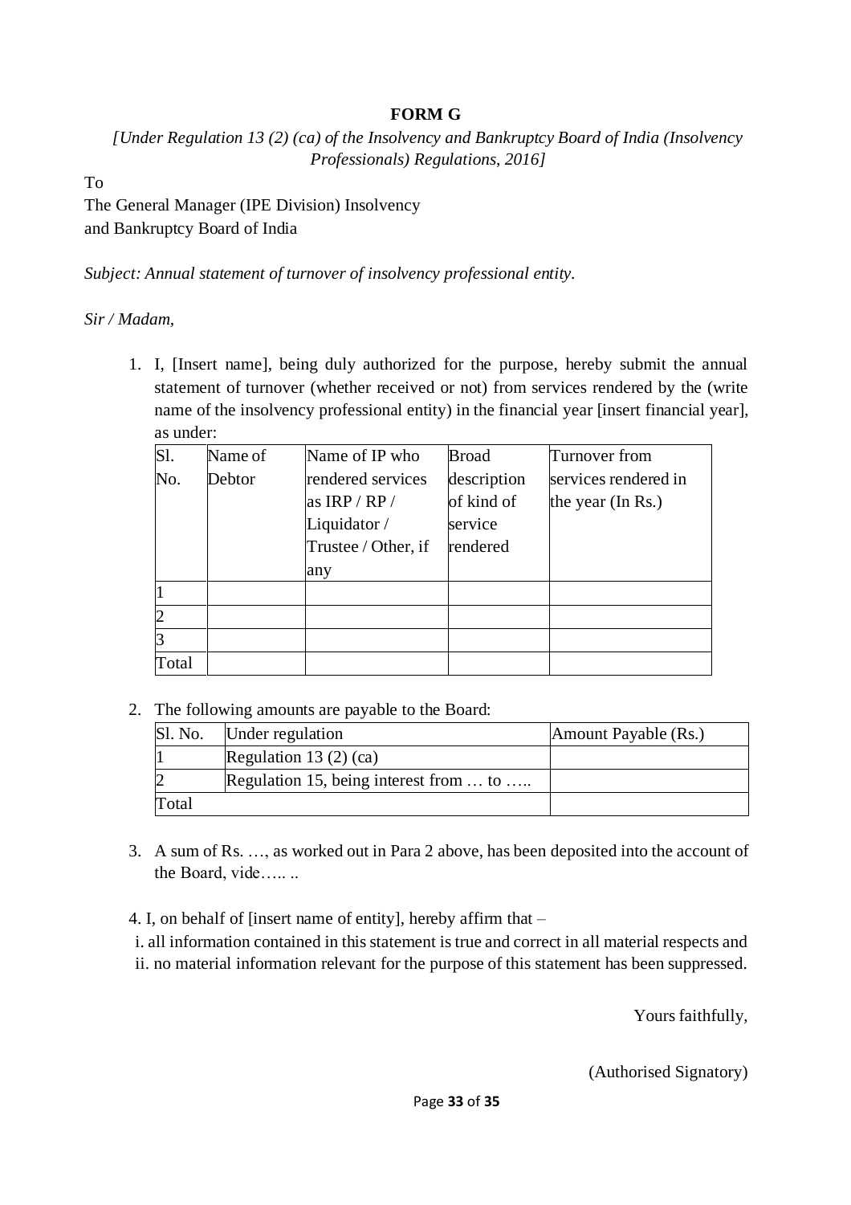**FORM G**

*[Under Regulation 13 (2) (ca) of the Insolvency and Bankruptcy Board of India (Insolvency Professionals) Regulations, 2016]*

To

The General Manager (IPE Division) Insolvency and Bankruptcy Board of India

*Subject: Annual statement of turnover of insolvency professional entity.*

*Sir / Madam,*

1. I, [Insert name], being duly authorized for the purpose, hereby submit the annual statement of turnover (whether received or not) from services rendered by the (write name of the insolvency professional entity) in the financial year [insert financial year], as under:

| Sl. No. | Name of Debtor | Name of IP who rendered services as IRP / RP / Liquidator / Trustee / Other, if any | Broad description of kind of service rendered | Turnover from services rendered in the year (In Rs.) |
|---|---|---|---|---|
| 1 | | | | |
| 2 | | | | |
| 3 | | | | |
| Total | | | | |

2. The following amounts are payable to the Board:

| Sl. No. | Under regulation | Amount Payable (Rs.) |
|---|---|---|
| 1 | Regulation 13 (2) (ca) | |
| 2 | Regulation 15, being interest from … to ….. | |
| Total | | |

3. A sum of Rs. …, as worked out in Para 2 above, has been deposited into the account of the Board, vide….. ..

4. I, on behalf of [insert name of entity], hereby affirm that –

i. all information contained in this statement is true and correct in all material respects and

ii. no material information relevant for the purpose of this statement has been suppressed.

Yours faithfully,

(Authorised Signatory)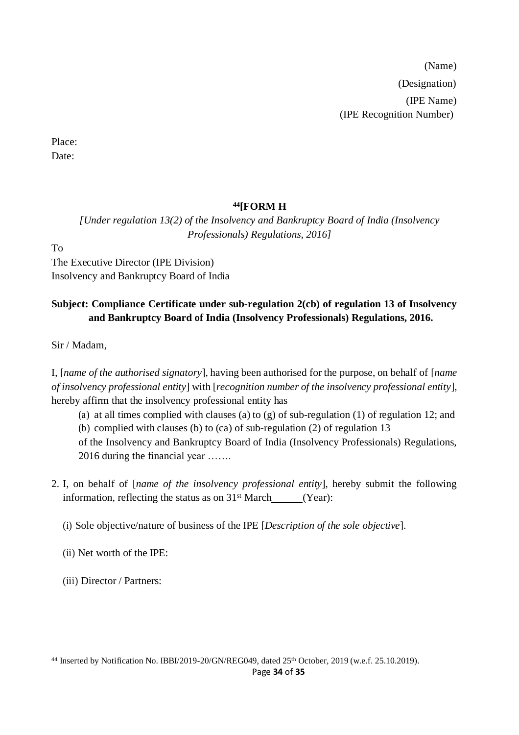(Name)

(Designation)

(IPE Name)

(IPE Recognition Number)

Place:

Date:

**[44][FORM H**

*[Under regulation 13(2) of the Insolvency and Bankruptcy Board of India (Insolvency Professionals) Regulations, 2016]*

To

The Executive Director (IPE Division)

Insolvency and Bankruptcy Board of India

**Subject: Compliance Certificate under sub-regulation 2(cb) of regulation 13 of Insolvency and Bankruptcy Board of India (Insolvency Professionals) Regulations, 2016.**

Sir / Madam,

I, [*name of the authorised signatory*], having been authorised for the purpose, on behalf of [*name of insolvency professional entity*] with [*recognition number of the insolvency professional entity*], hereby affirm that the insolvency professional entity has

(a) at all times complied with clauses (a) to (g) of sub-regulation (1) of regulation 12; and

(b) complied with clauses (b) to (ca) of sub-regulation (2) of regulation 13

of the Insolvency and Bankruptcy Board of India (Insolvency Professionals) Regulations, 2016 during the financial year …….

2. I, on behalf of [*name of the insolvency professional entity*], hereby submit the following information, reflecting the status as on 31st March\_\_\_\_\_\_(Year):

   (i) Sole objective/nature of business of the IPE [*Description of the sole objective*].

   (ii) Net worth of the IPE:

   (iii) Director / Partners:

---

[44] Inserted by Notification No. IBBI/2019-20/GN/REG049, dated 25th October, 2019 (w.e.f. 25.10.2019).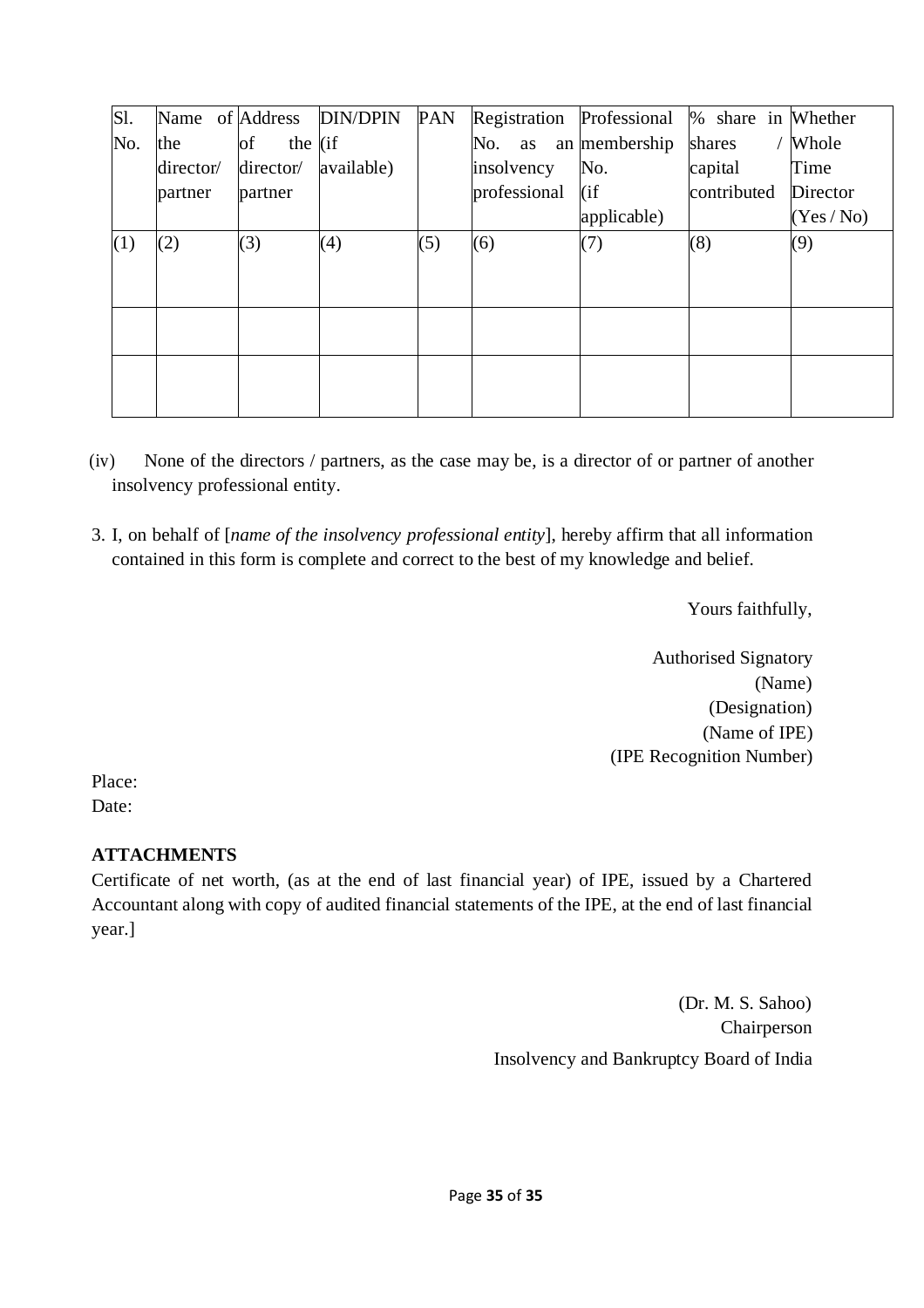| Sl. No. | Name of the director/ partner | Address of the director/ partner | DIN/DPIN (if available) | PAN | Registration No. as an insolvency professional | Professional membership No. (if applicable) | % share in shares / capital contributed | Whether Whole Time Director (Yes / No) |
|---|---|---|---|---|---|---|---|---|
| (1) | (2) | (3) | (4) | (5) | (6) | (7) | (8) | (9) |
| | | | | | | | | |
| | | | | | | | | |

(iv) None of the directors / partners, as the case may be, is a director of or partner of another insolvency professional entity.

3. I, on behalf of [*name of the insolvency professional entity*], hereby affirm that all information contained in this form is complete and correct to the best of my knowledge and belief.

Yours faithfully,

Authorised Signatory
(Name)
(Designation)
(Name of IPE)
(IPE Recognition Number)

Place:
Date:

**ATTACHMENTS**

Certificate of net worth, (as at the end of last financial year) of IPE, issued by a Chartered Accountant along with copy of audited financial statements of the IPE, at the end of last financial year.]

(Dr. M. S. Sahoo)
Chairperson
Insolvency and Bankruptcy Board of India